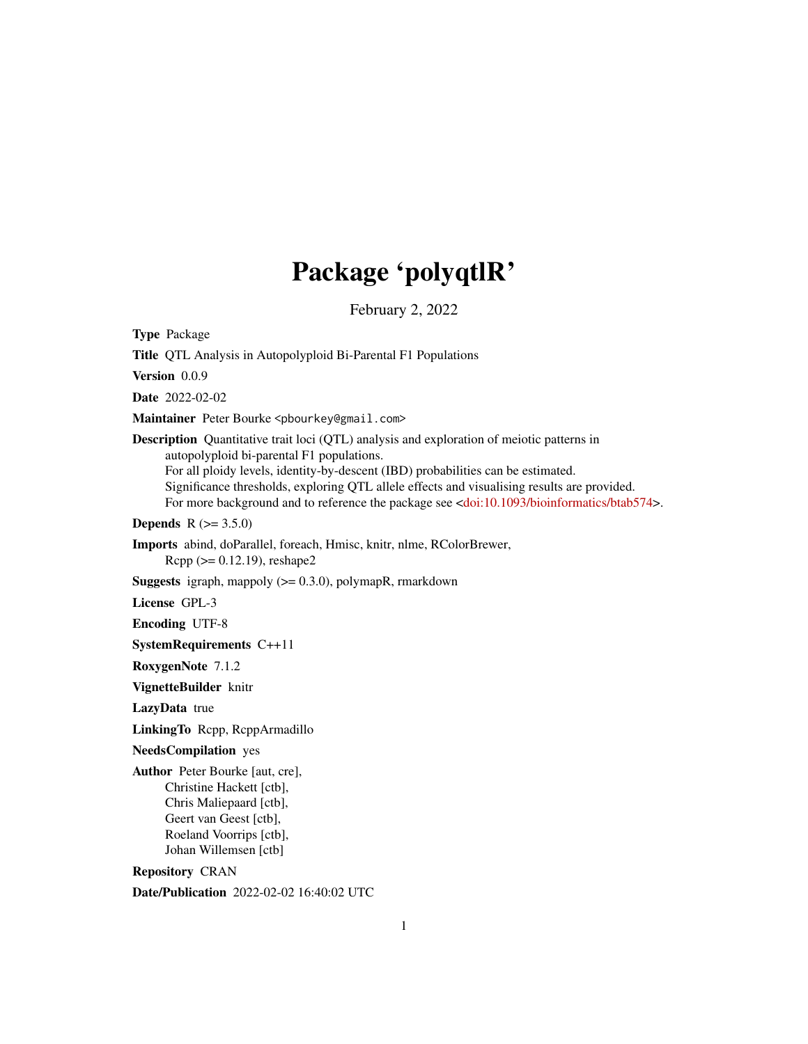# Package 'polyqtlR'

February 2, 2022

**Type** Package

**Title** QTL Analysis in Autopolyploid Bi-Parental F1 Populations

**Version** 0.0.9

**Date** 2022-02-02

**Maintainer** Peter Bourke <pbourkey@gmail.com>

**Description** Quantitative trait loci (QTL) analysis and exploration of meiotic patterns in autopolyploid bi-parental F1 populations.
For all ploidy levels, identity-by-descent (IBD) probabilities can be estimated.
Significance thresholds, exploring QTL allele effects and visualising results are provided.
For more background and to reference the package see <doi:10.1093/bioinformatics/btab574>.

**Depends** R (>= 3.5.0)

**Imports** abind, doParallel, foreach, Hmisc, knitr, nlme, RColorBrewer, Rcpp (>= 0.12.19), reshape2

**Suggests** igraph, mappoly (>= 0.3.0), polymapR, rmarkdown

**License** GPL-3

**Encoding** UTF-8

**SystemRequirements** C++11

**RoxygenNote** 7.1.2

**VignetteBuilder** knitr

**LazyData** true

**LinkingTo** Rcpp, RcppArmadillo

**NeedsCompilation** yes

**Author** Peter Bourke [aut, cre],
Christine Hackett [ctb],
Chris Maliepaard [ctb],
Geert van Geest [ctb],
Roeland Voorrips [ctb],
Johan Willemsen [ctb]

**Repository** CRAN

**Date/Publication** 2022-02-02 16:40:02 UTC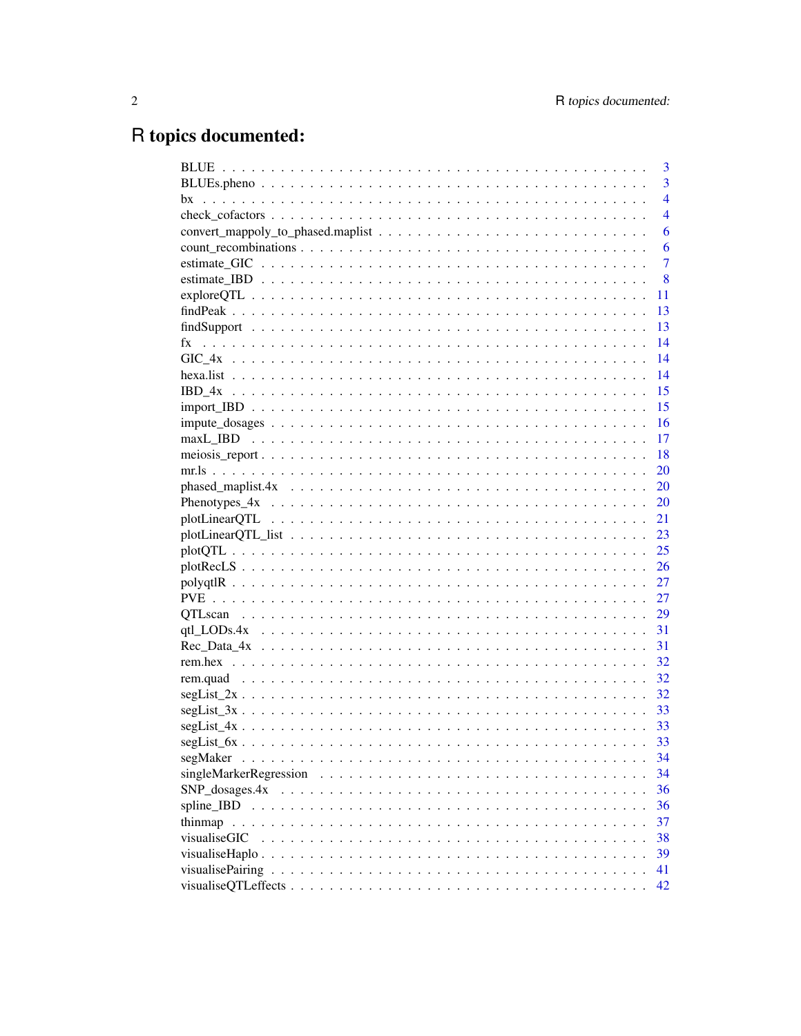# R topics documented:

- BLUE . . . 3
- BLUEs.pheno . . . 3
- bx . . . 4
- check_cofactors . . . 4
- convert_mappoly_to_phased.maplist . . . 6
- count_recombinations . . . 6
- estimate_GIC . . . 7
- estimate_IBD . . . 8
- exploreQTL . . . 11
- findPeak . . . 13
- findSupport . . . 13
- fx . . . 14
- GIC_4x . . . 14
- hexa.list . . . 14
- IBD_4x . . . 15
- import_IBD . . . 15
- impute_dosages . . . 16
- maxL_IBD . . . 17
- meiosis_report . . . 18
- mr.ls . . . 20
- phased_maplist.4x . . . 20
- Phenotypes_4x . . . 20
- plotLinearQTL . . . 21
- plotLinearQTL_list . . . 23
- plotQTL . . . 25
- plotRecLS . . . 26
- polyqtlR . . . 27
- PVE . . . 27
- QTLscan . . . 29
- qtl_LODs.4x . . . 31
- Rec_Data_4x . . . 31
- rem.hex . . . 32
- rem.quad . . . 32
- segList_2x . . . 32
- segList_3x . . . 33
- segList_4x . . . 33
- segList_6x . . . 33
- segMaker . . . 34
- singleMarkerRegression . . . 34
- SNP_dosages.4x . . . 36
- spline_IBD . . . 36
- thinmap . . . 37
- visualiseGIC . . . 38
- visualiseHaplo . . . 39
- visualisePairing . . . 41
- visualiseQTLeffects . . . 42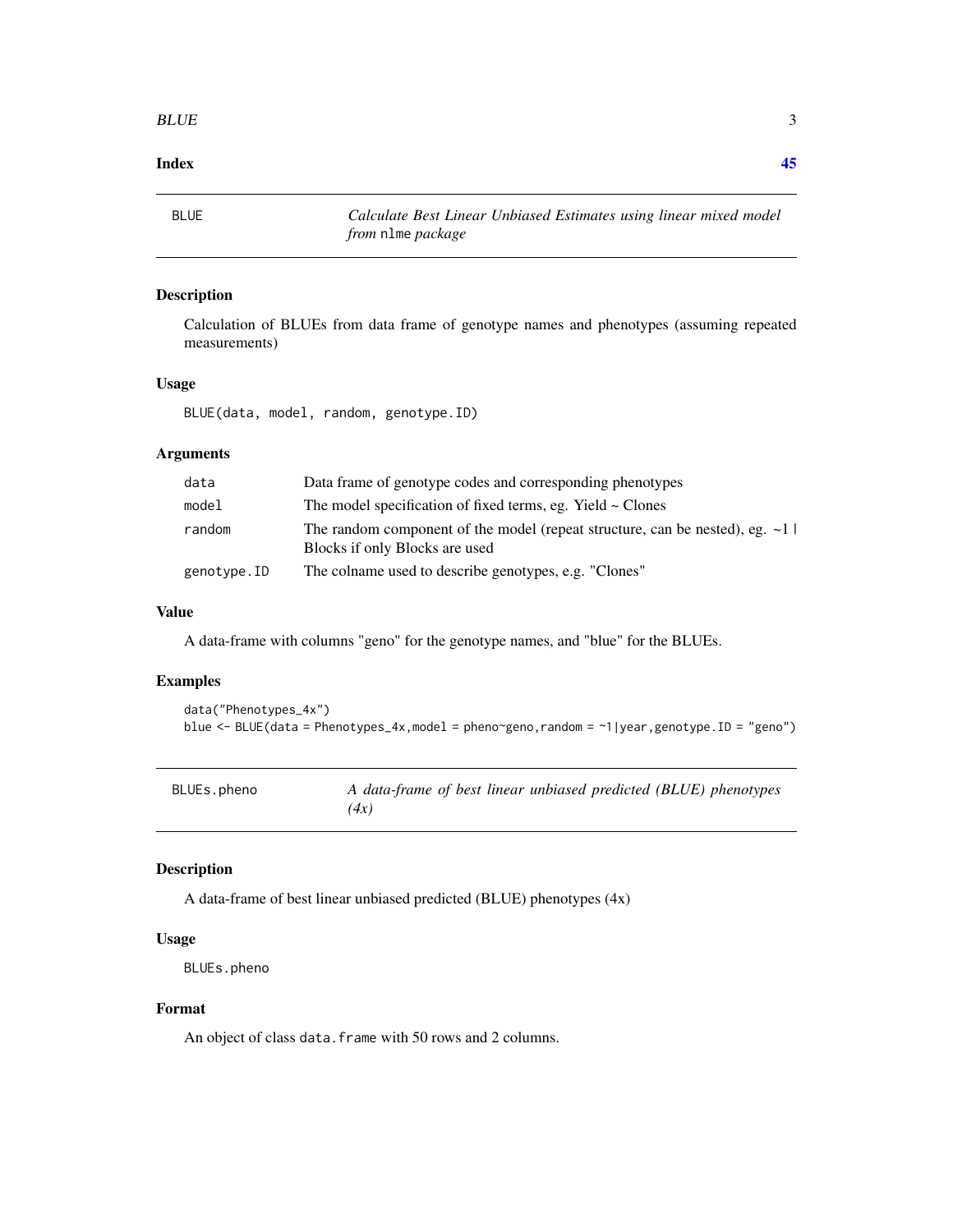| Index | 45 |
|---|---|

## BLUE — *Calculate Best Linear Unbiased Estimates using linear mixed model from* `nlme` *package*

### Description

Calculation of BLUEs from data frame of genotype names and phenotypes (assuming repeated measurements)

### Usage

```
BLUE(data, model, random, genotype.ID)
```

### Arguments

| | |
|---|---|
| `data` | Data frame of genotype codes and corresponding phenotypes |
| `model` | The model specification of fixed terms, eg. Yield ~ Clones |
| `random` | The random component of the model (repeat structure, can be nested), eg. ~1 \| Blocks if only Blocks are used |
| `genotype.ID` | The colname used to describe genotypes, e.g. "Clones" |

### Value

A data-frame with columns "geno" for the genotype names, and "blue" for the BLUEs.

### Examples

```
data("Phenotypes_4x")
blue <- BLUE(data = Phenotypes_4x,model = pheno~geno,random = ~1|year,genotype.ID = "geno")
```

## BLUEs.pheno — *A data-frame of best linear unbiased predicted (BLUE) phenotypes (4x)*

### Description

A data-frame of best linear unbiased predicted (BLUE) phenotypes (4x)

### Usage

```
BLUEs.pheno
```

### Format

An object of class `data.frame` with 50 rows and 2 columns.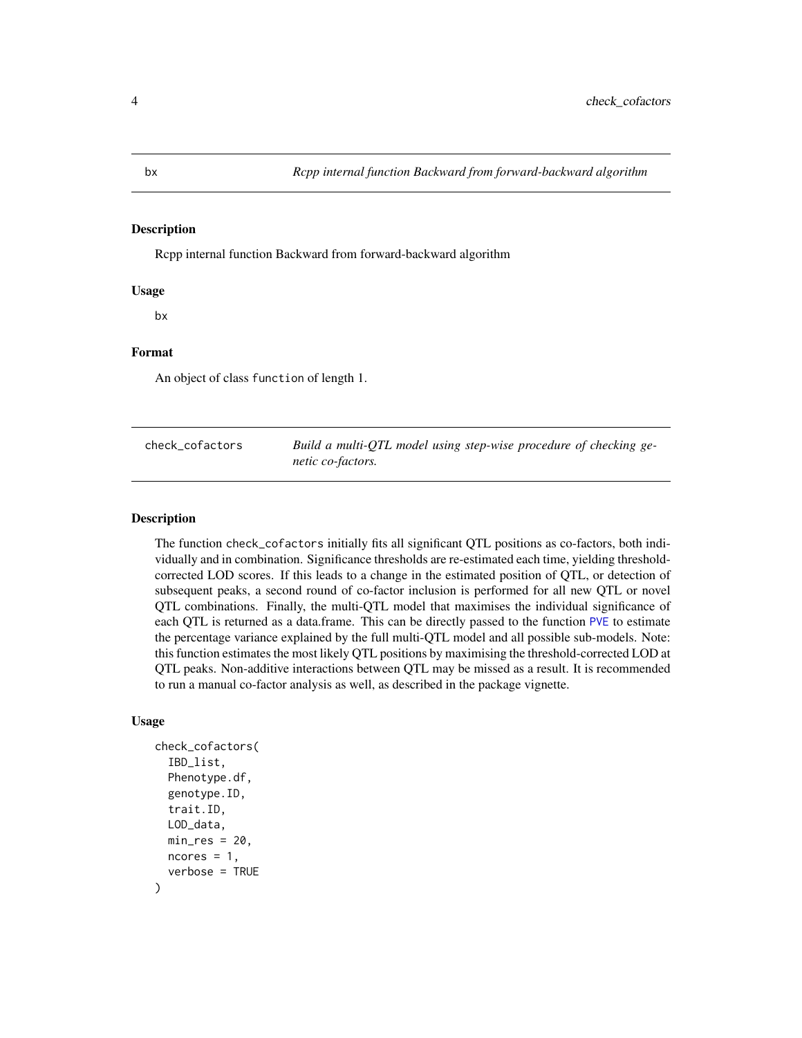## bx — *Rcpp internal function Backward from forward-backward algorithm*

### Description

Rcpp internal function Backward from forward-backward algorithm

### Usage

```
bx
```

### Format

An object of class function of length 1.

## check_cofactors — *Build a multi-QTL model using step-wise procedure of checking genetic co-factors.*

### Description

The function check_cofactors initially fits all significant QTL positions as co-factors, both individually and in combination. Significance thresholds are re-estimated each time, yielding threshold-corrected LOD scores. If this leads to a change in the estimated position of QTL, or detection of subsequent peaks, a second round of co-factor inclusion is performed for all new QTL or novel QTL combinations. Finally, the multi-QTL model that maximises the individual significance of each QTL is returned as a data.frame. This can be directly passed to the function PVE to estimate the percentage variance explained by the full multi-QTL model and all possible sub-models. Note: this function estimates the most likely QTL positions by maximising the threshold-corrected LOD at QTL peaks. Non-additive interactions between QTL may be missed as a result. It is recommended to run a manual co-factor analysis as well, as described in the package vignette.

### Usage

```
check_cofactors(
  IBD_list,
  Phenotype.df,
  genotype.ID,
  trait.ID,
  LOD_data,
  min_res = 20,
  ncores = 1,
  verbose = TRUE
)
```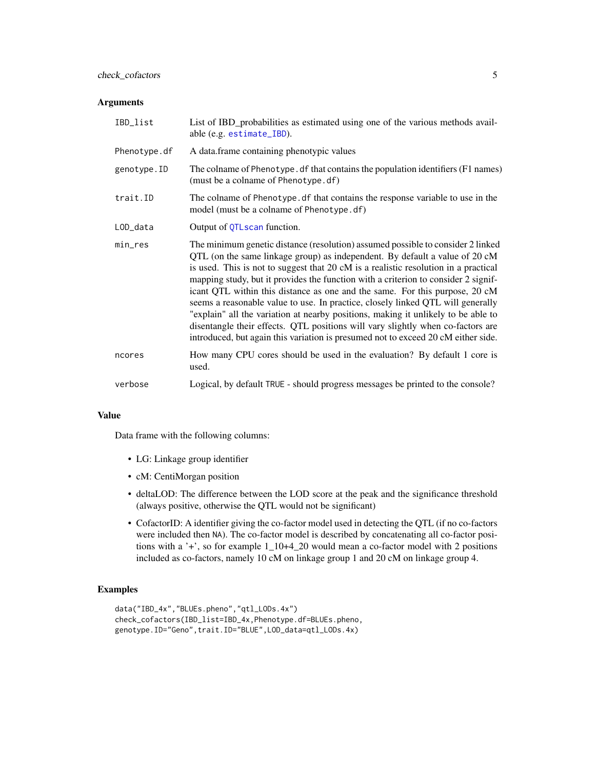### Arguments

| | |
|---|---|
| IBD_list | List of IBD_probabilities as estimated using one of the various methods available (e.g. estimate_IBD). |
| Phenotype.df | A data.frame containing phenotypic values |
| genotype.ID | The colname of Phenotype.df that contains the population identifiers (F1 names) (must be a colname of Phenotype.df) |
| trait.ID | The colname of Phenotype.df that contains the response variable to use in the model (must be a colname of Phenotype.df) |
| LOD_data | Output of QTLscan function. |
| min_res | The minimum genetic distance (resolution) assumed possible to consider 2 linked QTL (on the same linkage group) as independent. By default a value of 20 cM is used. This is not to suggest that 20 cM is a realistic resolution in a practical mapping study, but it provides the function with a criterion to consider 2 significant QTL within this distance as one and the same. For this purpose, 20 cM seems a reasonable value to use. In practice, closely linked QTL will generally "explain" all the variation at nearby positions, making it unlikely to be able to disentangle their effects. QTL positions will vary slightly when co-factors are introduced, but again this variation is presumed not to exceed 20 cM either side. |
| ncores | How many CPU cores should be used in the evaluation? By default 1 core is used. |
| verbose | Logical, by default TRUE - should progress messages be printed to the console? |

### Value

Data frame with the following columns:

- LG: Linkage group identifier
- cM: CentiMorgan position
- deltaLOD: The difference between the LOD score at the peak and the significance threshold (always positive, otherwise the QTL would not be significant)
- CofactorID: A identifier giving the co-factor model used in detecting the QTL (if no co-factors were included then NA). The co-factor model is described by concatenating all co-factor positions with a '+', so for example 1_10+4_20 would mean a co-factor model with 2 positions included as co-factors, namely 10 cM on linkage group 1 and 20 cM on linkage group 4.

### Examples

```
data("IBD_4x","BLUEs.pheno","qtl_LODs.4x")
check_cofactors(IBD_list=IBD_4x,Phenotype.df=BLUEs.pheno,
genotype.ID="Geno",trait.ID="BLUE",LOD_data=qtl_LODs.4x)
```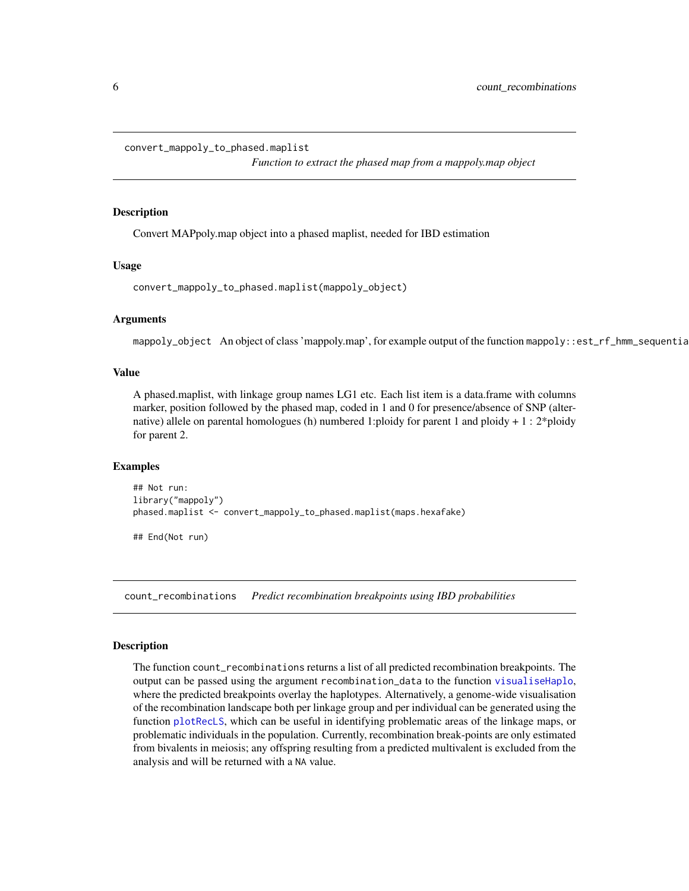## convert_mappoly_to_phased.maplist

*Function to extract the phased map from a mappoly.map object*

### Description

Convert MAPpoly.map object into a phased maplist, needed for IBD estimation

### Usage

```
convert_mappoly_to_phased.maplist(mappoly_object)
```

### Arguments

`mappoly_object` An object of class 'mappoly.map', for example output of the function `mappoly::est_rf_hmm_sequentia`

### Value

A phased.maplist, with linkage group names LG1 etc. Each list item is a data.frame with columns marker, position followed by the phased map, coded in 1 and 0 for presence/absence of SNP (alternative) allele on parental homologues (h) numbered 1:ploidy for parent 1 and ploidy + 1 : 2*ploidy for parent 2.

### Examples

```
## Not run:
library("mappoly")
phased.maplist <- convert_mappoly_to_phased.maplist(maps.hexafake)

## End(Not run)
```

## count_recombinations

*Predict recombination breakpoints using IBD probabilities*

### Description

The function `count_recombinations` returns a list of all predicted recombination breakpoints. The output can be passed using the argument `recombination_data` to the function `visualiseHaplo`, where the predicted breakpoints overlay the haplotypes. Alternatively, a genome-wide visualisation of the recombination landscape both per linkage group and per individual can be generated using the function `plotRecLS`, which can be useful in identifying problematic areas of the linkage maps, or problematic individuals in the population. Currently, recombination break-points are only estimated from bivalents in meiosis; any offspring resulting from a predicted multivalent is excluded from the analysis and will be returned with a `NA` value.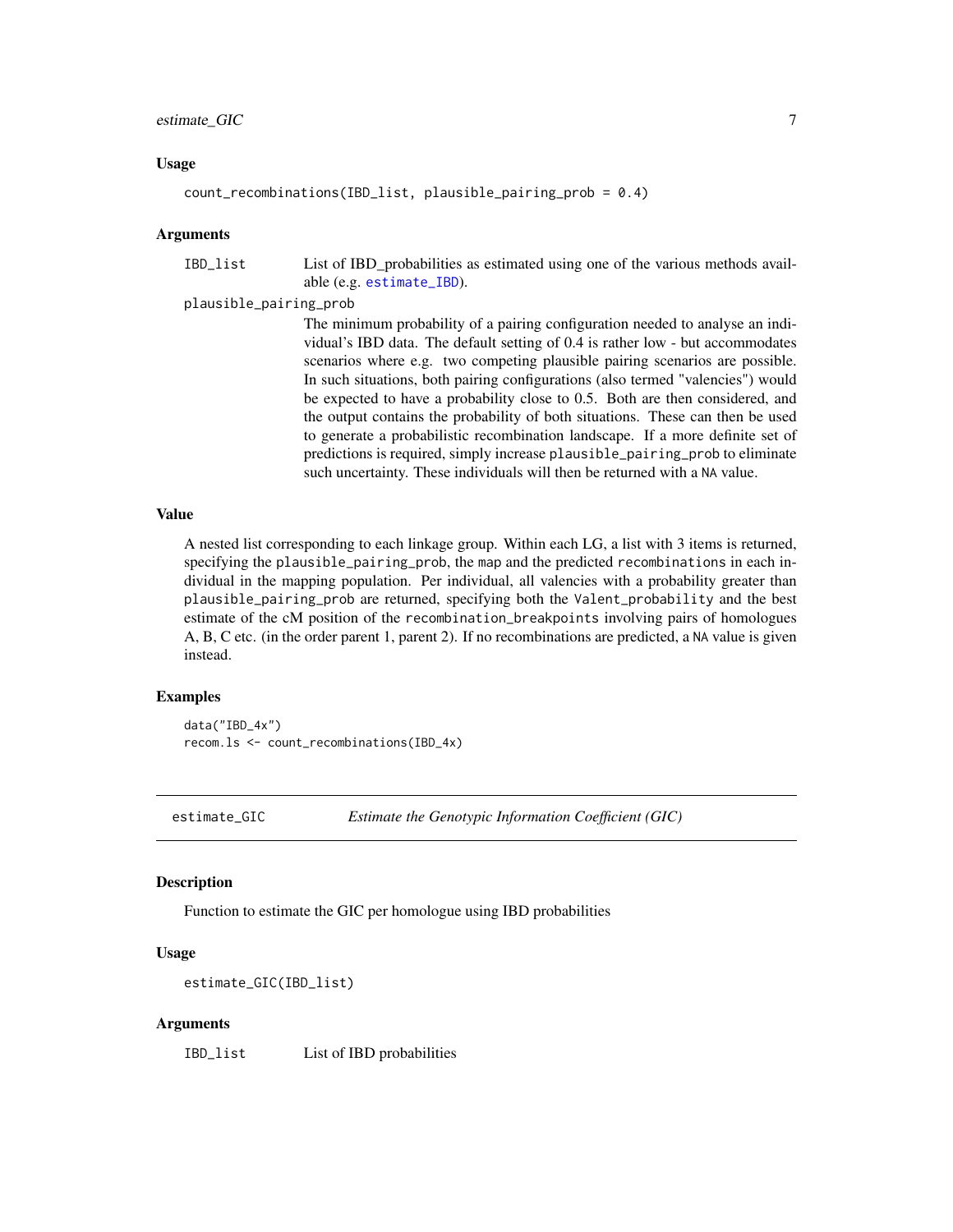### Usage

```
count_recombinations(IBD_list, plausible_pairing_prob = 0.4)
```

### Arguments

| | |
|---|---|
| `IBD_list` | List of IBD_probabilities as estimated using one of the various methods available (e.g. `estimate_IBD`). |
| `plausible_pairing_prob` | The minimum probability of a pairing configuration needed to analyse an individual's IBD data. The default setting of 0.4 is rather low - but accommodates scenarios where e.g. two competing plausible pairing scenarios are possible. In such situations, both pairing configurations (also termed "valencies") would be expected to have a probability close to 0.5. Both are then considered, and the output contains the probability of both situations. These can then be used to generate a probabilistic recombination landscape. If a more definite set of predictions is required, simply increase `plausible_pairing_prob` to eliminate such uncertainty. These individuals will then be returned with a `NA` value. |

### Value

A nested list corresponding to each linkage group. Within each LG, a list with 3 items is returned, specifying the `plausible_pairing_prob`, the `map` and the predicted `recombinations` in each individual in the mapping population. Per individual, all valencies with a probability greater than `plausible_pairing_prob` are returned, specifying both the `Valent_probability` and the best estimate of the cM position of the `recombination_breakpoints` involving pairs of homologues A, B, C etc. (in the order parent 1, parent 2). If no recombinations are predicted, a `NA` value is given instead.

### Examples

```
data("IBD_4x")
recom.ls <- count_recombinations(IBD_4x)
```

---

## estimate_GIC — *Estimate the Genotypic Information Coefficient (GIC)*

### Description

Function to estimate the GIC per homologue using IBD probabilities

### Usage

```
estimate_GIC(IBD_list)
```

### Arguments

| | |
|---|---|
| `IBD_list` | List of IBD probabilities |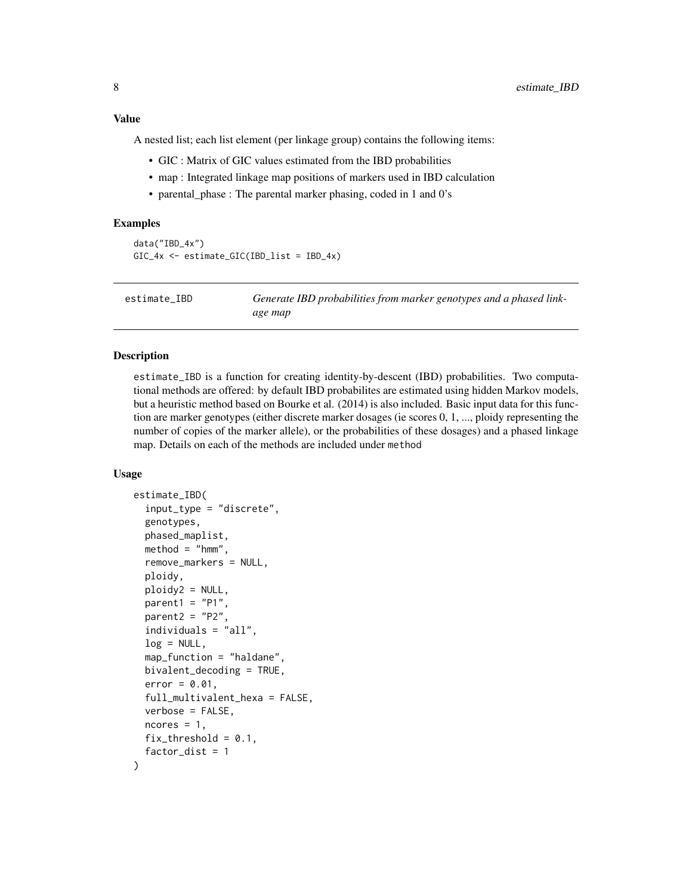### Value

A nested list; each list element (per linkage group) contains the following items:

- GIC : Matrix of GIC values estimated from the IBD probabilities
- map : Integrated linkage map positions of markers used in IBD calculation
- parental_phase : The parental marker phasing, coded in 1 and 0's

### Examples

```
data("IBD_4x")
GIC_4x <- estimate_GIC(IBD_list = IBD_4x)
```

---

## estimate_IBD    *Generate IBD probabilities from marker genotypes and a phased linkage map*

---

### Description

estimate_IBD is a function for creating identity-by-descent (IBD) probabilities. Two computational methods are offered: by default IBD probabilites are estimated using hidden Markov models, but a heuristic method based on Bourke et al. (2014) is also included. Basic input data for this function are marker genotypes (either discrete marker dosages (ie scores 0, 1, ..., ploidy representing the number of copies of the marker allele), or the probabilities of these dosages) and a phased linkage map. Details on each of the methods are included under method

### Usage

```
estimate_IBD(
  input_type = "discrete",
  genotypes,
  phased_maplist,
  method = "hmm",
  remove_markers = NULL,
  ploidy,
  ploidy2 = NULL,
  parent1 = "P1",
  parent2 = "P2",
  individuals = "all",
  log = NULL,
  map_function = "haldane",
  bivalent_decoding = TRUE,
  error = 0.01,
  full_multivalent_hexa = FALSE,
  verbose = FALSE,
  ncores = 1,
  fix_threshold = 0.1,
  factor_dist = 1
)
```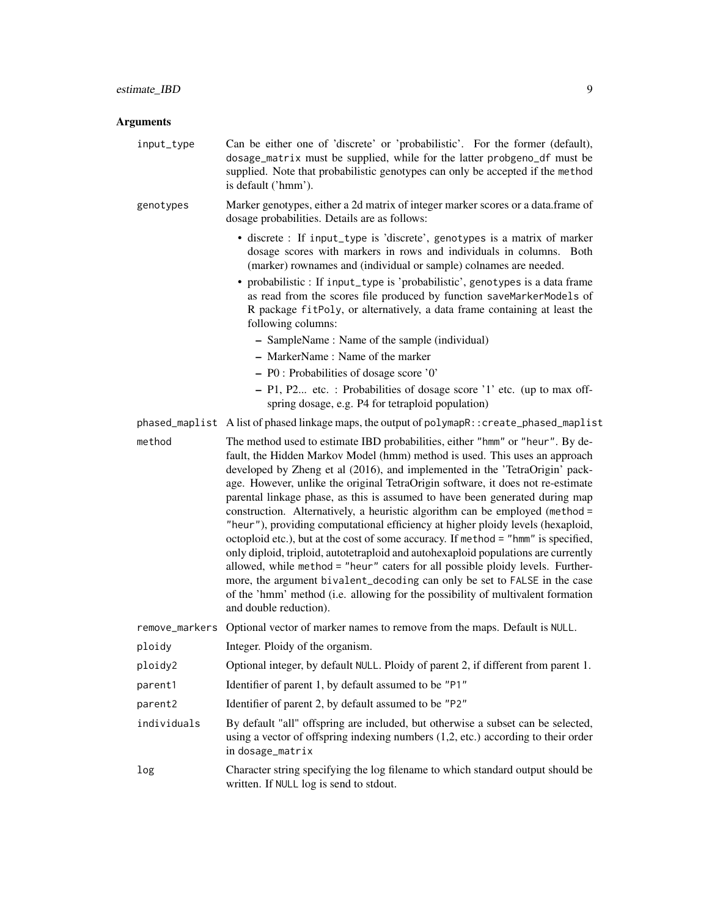## Arguments

**input_type**
Can be either one of 'discrete' or 'probabilistic'. For the former (default), `dosage_matrix` must be supplied, while for the latter `probgeno_df` must be supplied. Note that probabilistic genotypes can only be accepted if the `method` is default ('hmm').

**genotypes**
Marker genotypes, either a 2d matrix of integer marker scores or a data.frame of dosage probabilities. Details are as follows:

- discrete : If `input_type` is 'discrete', `genotypes` is a matrix of marker dosage scores with markers in rows and individuals in columns. Both (marker) rownames and (individual or sample) colnames are needed.
- probabilistic : If `input_type` is 'probabilistic', `genotypes` is a data frame as read from the scores file produced by function `saveMarkerModels` of R package `fitPoly`, or alternatively, a data frame containing at least the following columns:
  - SampleName : Name of the sample (individual)
  - MarkerName : Name of the marker
  - P0 : Probabilities of dosage score '0'
  - P1, P2... etc. : Probabilities of dosage score '1' etc. (up to max offspring dosage, e.g. P4 for tetraploid population)

**phased_maplist**
A list of phased linkage maps, the output of `polymapR::create_phased_maplist`

**method**
The method used to estimate IBD probabilities, either `"hmm"` or `"heur"`. By default, the Hidden Markov Model (hmm) method is used. This uses an approach developed by Zheng et al (2016), and implemented in the 'TetraOrigin' package. However, unlike the original TetraOrigin software, it does not re-estimate parental linkage phase, as this is assumed to have been generated during map construction. Alternatively, a heuristic algorithm can be employed (`method = "heur"`), providing computational efficiency at higher ploidy levels (hexaploid, octoploid etc.), but at the cost of some accuracy. If `method = "hmm"` is specified, only diploid, triploid, autotetraploid and autohexaploid populations are currently allowed, while `method = "heur"` caters for all possible ploidy levels. Furthermore, the argument `bivalent_decoding` can only be set to `FALSE` in the case of the 'hmm' method (i.e. allowing for the possibility of multivalent formation and double reduction).

**remove_markers**
Optional vector of marker names to remove from the maps. Default is `NULL`.

**ploidy**
Integer. Ploidy of the organism.

**ploidy2**
Optional integer, by default `NULL`. Ploidy of parent 2, if different from parent 1.

**parent1**
Identifier of parent 1, by default assumed to be `"P1"`

**parent2**
Identifier of parent 2, by default assumed to be `"P2"`

**individuals**
By default "all" offspring are included, but otherwise a subset can be selected, using a vector of offspring indexing numbers (1,2, etc.) according to their order in `dosage_matrix`

**log**
Character string specifying the log filename to which standard output should be written. If `NULL` log is send to stdout.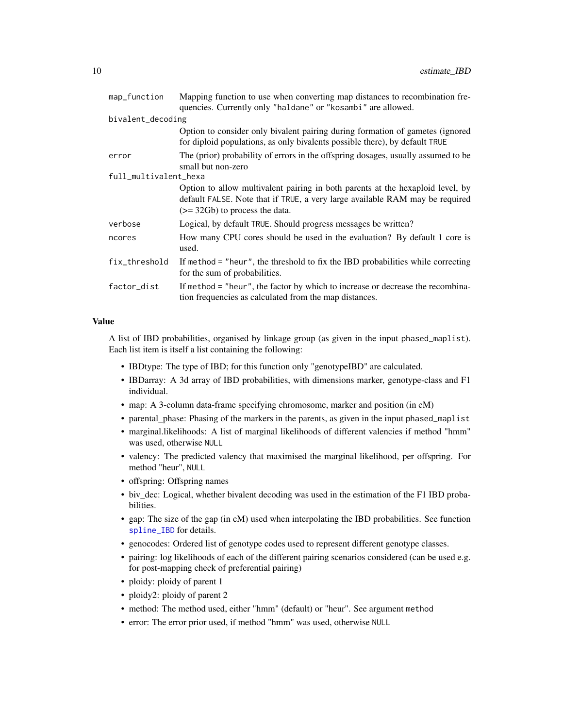| | |
|---|---|
| map_function | Mapping function to use when converting map distances to recombination frequencies. Currently only "haldane" or "kosambi" are allowed. |
| bivalent_decoding | Option to consider only bivalent pairing during formation of gametes (ignored for diploid populations, as only bivalents possible there), by default TRUE |
| error | The (prior) probability of errors in the offspring dosages, usually assumed to be small but non-zero |
| full_multivalent_hexa | Option to allow multivalent pairing in both parents at the hexaploid level, by default FALSE. Note that if TRUE, a very large available RAM may be required (>= 32Gb) to process the data. |
| verbose | Logical, by default TRUE. Should progress messages be written? |
| ncores | How many CPU cores should be used in the evaluation? By default 1 core is used. |
| fix_threshold | If method = "heur", the threshold to fix the IBD probabilities while correcting for the sum of probabilities. |
| factor_dist | If method = "heur", the factor by which to increase or decrease the recombination frequencies as calculated from the map distances. |

### Value

A list of IBD probabilities, organised by linkage group (as given in the input phased_maplist). Each list item is itself a list containing the following:

- IBDtype: The type of IBD; for this function only "genotypeIBD" are calculated.
- IBDarray: A 3d array of IBD probabilities, with dimensions marker, genotype-class and F1 individual.
- map: A 3-column data-frame specifying chromosome, marker and position (in cM)
- parental_phase: Phasing of the markers in the parents, as given in the input phased_maplist
- marginal.likelihoods: A list of marginal likelihoods of different valencies if method "hmm" was used, otherwise NULL
- valency: The predicted valency that maximised the marginal likelihood, per offspring. For method "heur", NULL
- offspring: Offspring names
- biv_dec: Logical, whether bivalent decoding was used in the estimation of the F1 IBD probabilities.
- gap: The size of the gap (in cM) used when interpolating the IBD probabilities. See function spline_IBD for details.
- genocodes: Ordered list of genotype codes used to represent different genotype classes.
- pairing: log likelihoods of each of the different pairing scenarios considered (can be used e.g. for post-mapping check of preferential pairing)
- ploidy: ploidy of parent 1
- ploidy2: ploidy of parent 2
- method: The method used, either "hmm" (default) or "heur". See argument method
- error: The error prior used, if method "hmm" was used, otherwise NULL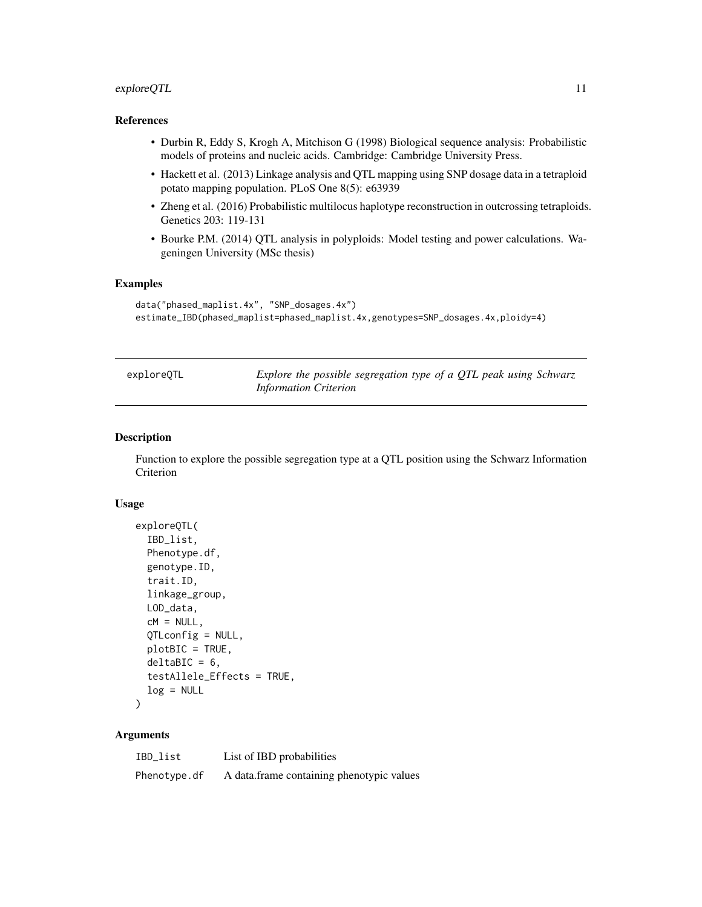### References

- Durbin R, Eddy S, Krogh A, Mitchison G (1998) Biological sequence analysis: Probabilistic models of proteins and nucleic acids. Cambridge: Cambridge University Press.
- Hackett et al. (2013) Linkage analysis and QTL mapping using SNP dosage data in a tetraploid potato mapping population. PLoS One 8(5): e63939
- Zheng et al. (2016) Probabilistic multilocus haplotype reconstruction in outcrossing tetraploids. Genetics 203: 119-131
- Bourke P.M. (2014) QTL analysis in polyploids: Model testing and power calculations. Wageningen University (MSc thesis)

### Examples

```
data("phased_maplist.4x", "SNP_dosages.4x")
estimate_IBD(phased_maplist=phased_maplist.4x,genotypes=SNP_dosages.4x,ploidy=4)
```

---

## exploreQTL — *Explore the possible segregation type of a QTL peak using Schwarz Information Criterion*

---

### Description

Function to explore the possible segregation type at a QTL position using the Schwarz Information Criterion

### Usage

```
exploreQTL(
  IBD_list,
  Phenotype.df,
  genotype.ID,
  trait.ID,
  linkage_group,
  LOD_data,
  cM = NULL,
  QTLconfig = NULL,
  plotBIC = TRUE,
  deltaBIC = 6,
  testAllele_Effects = TRUE,
  log = NULL
)
```

### Arguments

| | |
|---|---|
| IBD_list | List of IBD probabilities |
| Phenotype.df | A data.frame containing phenotypic values |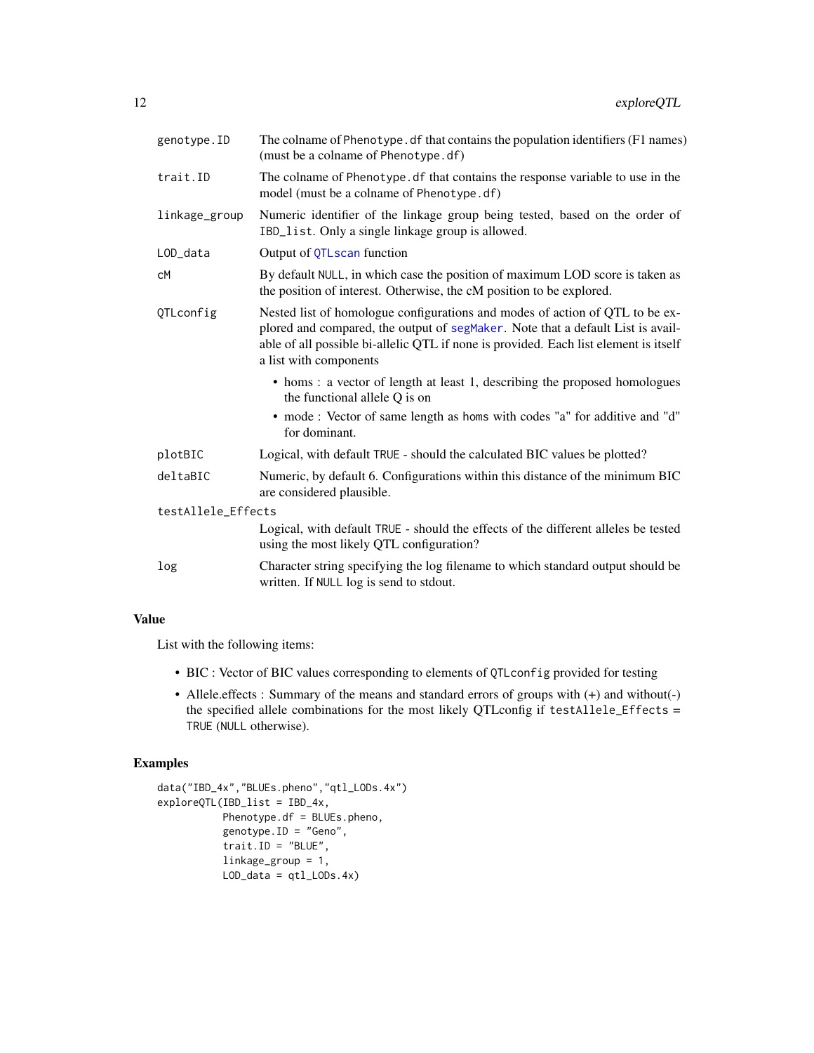| | |
|---|---|
| genotype.ID | The colname of Phenotype.df that contains the population identifiers (F1 names) (must be a colname of Phenotype.df) |
| trait.ID | The colname of Phenotype.df that contains the response variable to use in the model (must be a colname of Phenotype.df) |
| linkage_group | Numeric identifier of the linkage group being tested, based on the order of IBD_list. Only a single linkage group is allowed. |
| LOD_data | Output of QTLscan function |
| cM | By default NULL, in which case the position of maximum LOD score is taken as the position of interest. Otherwise, the cM position to be explored. |
| QTLconfig | Nested list of homologue configurations and modes of action of QTL to be explored and compared, the output of segMaker. Note that a default List is available of all possible bi-allelic QTL if none is provided. Each list element is itself a list with components<br>• homs : a vector of length at least 1, describing the proposed homologues the functional allele Q is on<br>• mode : Vector of same length as homs with codes "a" for additive and "d" for dominant. |
| plotBIC | Logical, with default TRUE - should the calculated BIC values be plotted? |
| deltaBIC | Numeric, by default 6. Configurations within this distance of the minimum BIC are considered plausible. |
| testAllele_Effects | Logical, with default TRUE - should the effects of the different alleles be tested using the most likely QTL configuration? |
| log | Character string specifying the log filename to which standard output should be written. If NULL log is send to stdout. |

## Value

List with the following items:

- BIC : Vector of BIC values corresponding to elements of QTLconfig provided for testing
- Allele.effects : Summary of the means and standard errors of groups with (+) and without(-) the specified allele combinations for the most likely QTLconfig if testAllele_Effects = TRUE (NULL otherwise).

## Examples

```
data("IBD_4x","BLUEs.pheno","qtl_LODs.4x")
exploreQTL(IBD_list = IBD_4x,
           Phenotype.df = BLUEs.pheno,
           genotype.ID = "Geno",
           trait.ID = "BLUE",
           linkage_group = 1,
           LOD_data = qtl_LODs.4x)
```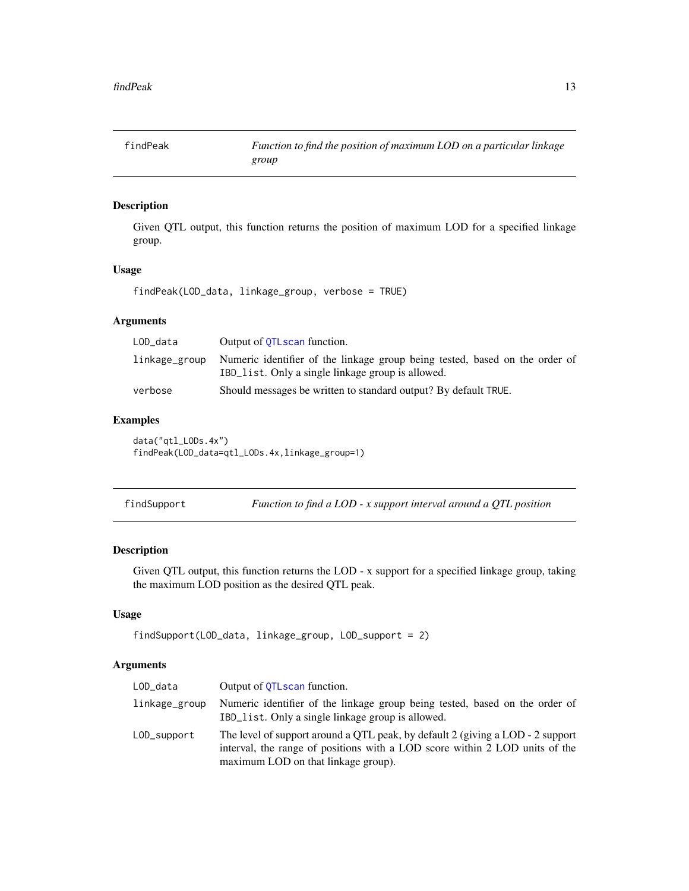## findPeak — *Function to find the position of maximum LOD on a particular linkage group*

### Description

Given QTL output, this function returns the position of maximum LOD for a specified linkage group.

### Usage

```
findPeak(LOD_data, linkage_group, verbose = TRUE)
```

### Arguments

| | |
|---|---|
| `LOD_data` | Output of `QTLscan` function. |
| `linkage_group` | Numeric identifier of the linkage group being tested, based on the order of `IBD_list`. Only a single linkage group is allowed. |
| `verbose` | Should messages be written to standard output? By default `TRUE`. |

### Examples

```
data("qtl_LODs.4x")
findPeak(LOD_data=qtl_LODs.4x,linkage_group=1)
```

## findSupport — *Function to find a LOD - x support interval around a QTL position*

### Description

Given QTL output, this function returns the LOD - x support for a specified linkage group, taking the maximum LOD position as the desired QTL peak.

### Usage

```
findSupport(LOD_data, linkage_group, LOD_support = 2)
```

### Arguments

| | |
|---|---|
| `LOD_data` | Output of `QTLscan` function. |
| `linkage_group` | Numeric identifier of the linkage group being tested, based on the order of `IBD_list`. Only a single linkage group is allowed. |
| `LOD_support` | The level of support around a QTL peak, by default 2 (giving a LOD - 2 support interval, the range of positions with a LOD score within 2 LOD units of the maximum LOD on that linkage group). |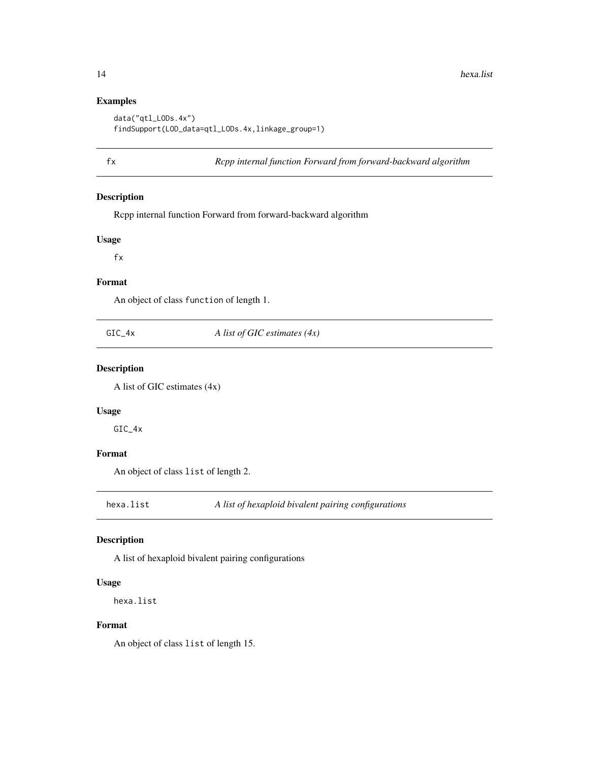### Examples

```
data("qtl_LODs.4x")
findSupport(LOD_data=qtl_LODs.4x,linkage_group=1)
```

## fx *Rcpp internal function Forward from forward-backward algorithm*

### Description

Rcpp internal function Forward from forward-backward algorithm

### Usage

```
fx
```

### Format

An object of class function of length 1.

## GIC_4x *A list of GIC estimates (4x)*

### Description

A list of GIC estimates (4x)

### Usage

```
GIC_4x
```

### Format

An object of class list of length 2.

## hexa.list *A list of hexaploid bivalent pairing configurations*

### Description

A list of hexaploid bivalent pairing configurations

### Usage

```
hexa.list
```

### Format

An object of class list of length 15.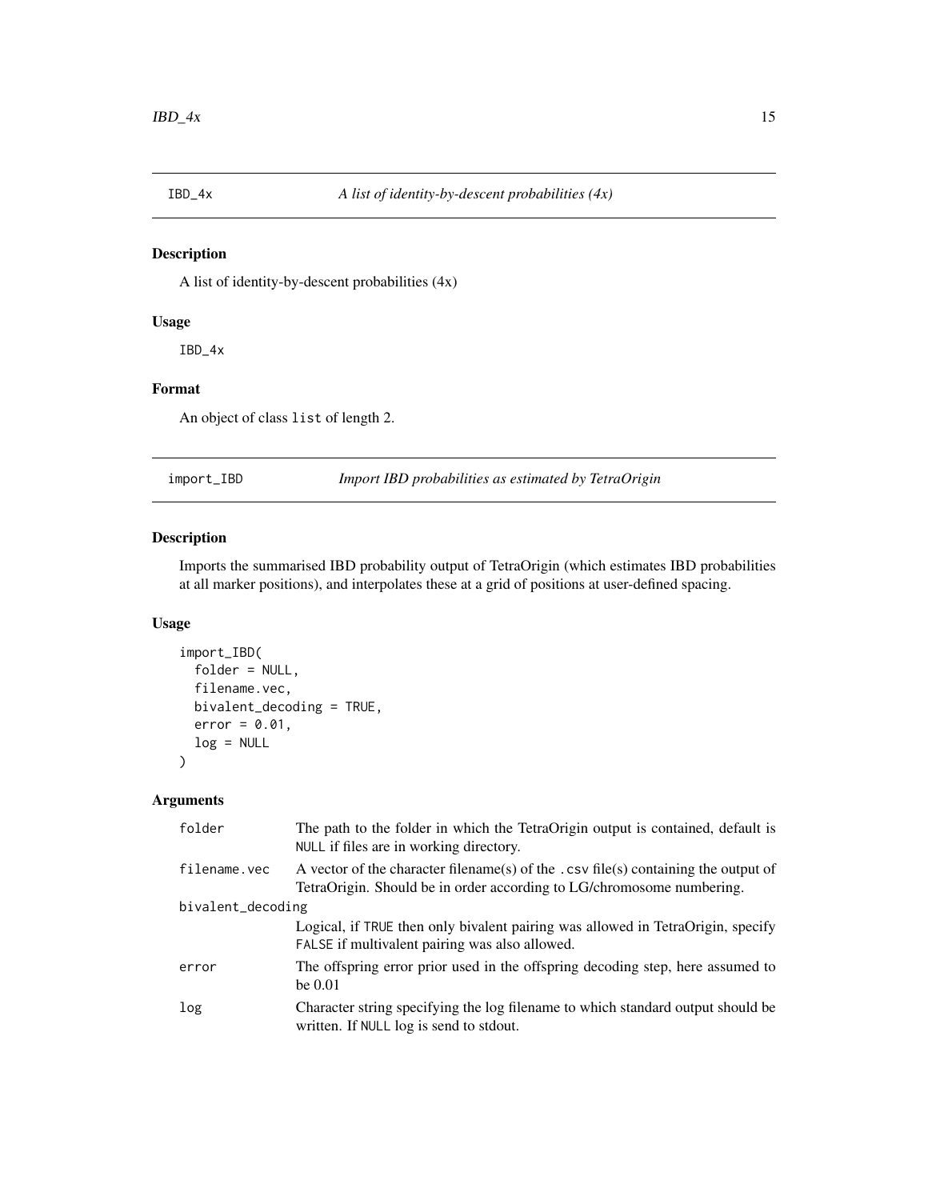## IBD_4x — *A list of identity-by-descent probabilities (4x)*

### Description

A list of identity-by-descent probabilities (4x)

### Usage

```
IBD_4x
```

### Format

An object of class `list` of length 2.

## import_IBD — *Import IBD probabilities as estimated by TetraOrigin*

### Description

Imports the summarised IBD probability output of TetraOrigin (which estimates IBD probabilities at all marker positions), and interpolates these at a grid of positions at user-defined spacing.

### Usage

```
import_IBD(
  folder = NULL,
  filename.vec,
  bivalent_decoding = TRUE,
  error = 0.01,
  log = NULL
)
```

### Arguments

| Argument | Description |
|---|---|
| folder | The path to the folder in which the TetraOrigin output is contained, default is NULL if files are in working directory. |
| filename.vec | A vector of the character filename(s) of the .csv file(s) containing the output of TetraOrigin. Should be in order according to LG/chromosome numbering. |
| bivalent_decoding | Logical, if TRUE then only bivalent pairing was allowed in TetraOrigin, specify FALSE if multivalent pairing was also allowed. |
| error | The offspring error prior used in the offspring decoding step, here assumed to be 0.01 |
| log | Character string specifying the log filename to which standard output should be written. If NULL log is send to stdout. |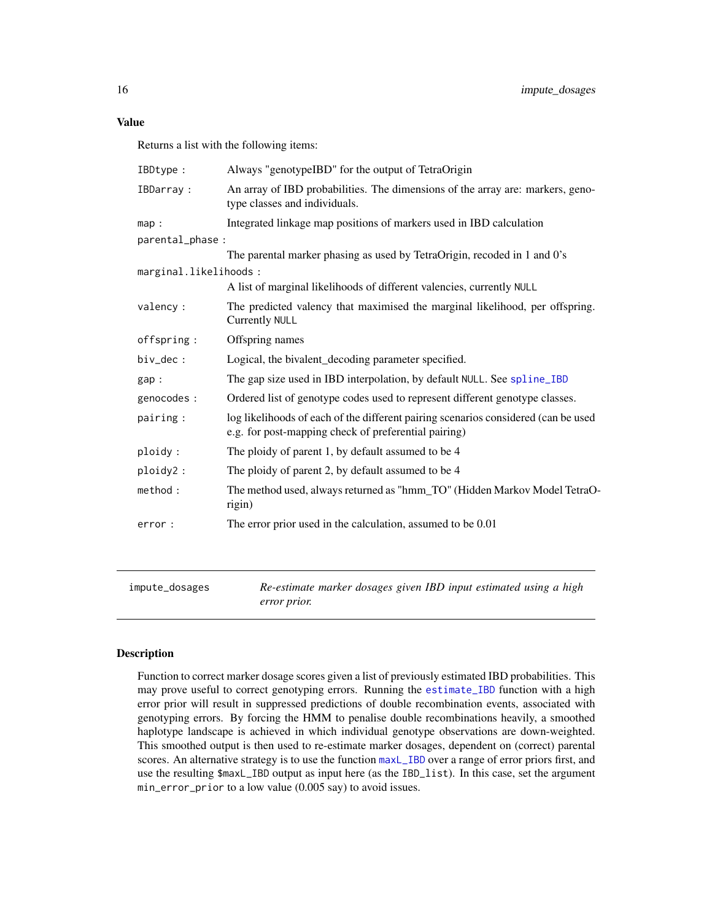### Value

Returns a list with the following items:

| | |
|---|---|
| `IBDtype` : | Always "genotypeIBD" for the output of TetraOrigin |
| `IBDarray` : | An array of IBD probabilities. The dimensions of the array are: markers, genotype classes and individuals. |
| `map` : | Integrated linkage map positions of markers used in IBD calculation |
| `parental_phase` : | The parental marker phasing as used by TetraOrigin, recoded in 1 and 0's |
| `marginal.likelihoods` : | A list of marginal likelihoods of different valencies, currently `NULL` |
| `valency` : | The predicted valency that maximised the marginal likelihood, per offspring. Currently `NULL` |
| `offspring` : | Offspring names |
| `biv_dec` : | Logical, the bivalent_decoding parameter specified. |
| `gap` : | The gap size used in IBD interpolation, by default `NULL`. See `spline_IBD` |
| `genocodes` : | Ordered list of genotype codes used to represent different genotype classes. |
| `pairing` : | log likelihoods of each of the different pairing scenarios considered (can be used e.g. for post-mapping check of preferential pairing) |
| `ploidy` : | The ploidy of parent 1, by default assumed to be 4 |
| `ploidy2` : | The ploidy of parent 2, by default assumed to be 4 |
| `method` : | The method used, always returned as "hmm_TO" (Hidden Markov Model TetraOrigin) |
| `error` : | The error prior used in the calculation, assumed to be 0.01 |

---

## impute_dosages — *Re-estimate marker dosages given IBD input estimated using a high error prior.*

---

### Description

Function to correct marker dosage scores given a list of previously estimated IBD probabilities. This may prove useful to correct genotyping errors. Running the `estimate_IBD` function with a high error prior will result in suppressed predictions of double recombination events, associated with genotyping errors. By forcing the HMM to penalise double recombinations heavily, a smoothed haplotype landscape is achieved in which individual genotype observations are down-weighted. This smoothed output is then used to re-estimate marker dosages, dependent on (correct) parental scores. An alternative strategy is to use the function `maxL_IBD` over a range of error priors first, and use the resulting `$maxL_IBD` output as input here (as the `IBD_list`). In this case, set the argument `min_error_prior` to a low value (0.005 say) to avoid issues.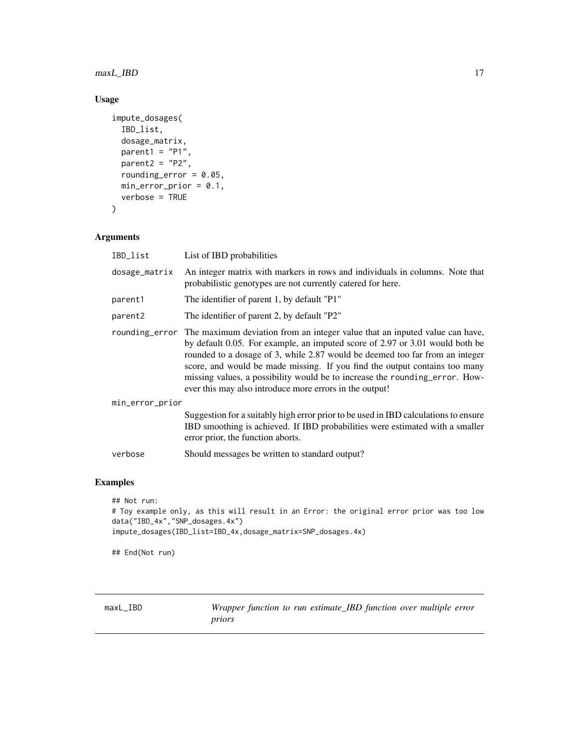## Usage

```
impute_dosages(
  IBD_list,
  dosage_matrix,
  parent1 = "P1",
  parent2 = "P2",
  rounding_error = 0.05,
  min_error_prior = 0.1,
  verbose = TRUE
)
```

## Arguments

| | |
|---|---|
| IBD_list | List of IBD probabilities |
| dosage_matrix | An integer matrix with markers in rows and individuals in columns. Note that probabilistic genotypes are not currently catered for here. |
| parent1 | The identifier of parent 1, by default "P1" |
| parent2 | The identifier of parent 2, by default "P2" |
| rounding_error | The maximum deviation from an integer value that an inputed value can have, by default 0.05. For example, an imputed score of 2.97 or 3.01 would both be rounded to a dosage of 3, while 2.87 would be deemed too far from an integer score, and would be made missing. If you find the output contains too many missing values, a possibility would be to increase the rounding_error. However this may also introduce more errors in the output! |
| min_error_prior | Suggestion for a suitably high error prior to be used in IBD calculations to ensure IBD smoothing is achieved. If IBD probabilities were estimated with a smaller error prior, the function aborts. |
| verbose | Should messages be written to standard output? |

## Examples

```
## Not run:
# Toy example only, as this will result in an Error: the original error prior was too low
data("IBD_4x","SNP_dosages.4x")
impute_dosages(IBD_list=IBD_4x,dosage_matrix=SNP_dosages.4x)

## End(Not run)
```

---

# maxL_IBD

*Wrapper function to run estimate_IBD function over multiple error priors*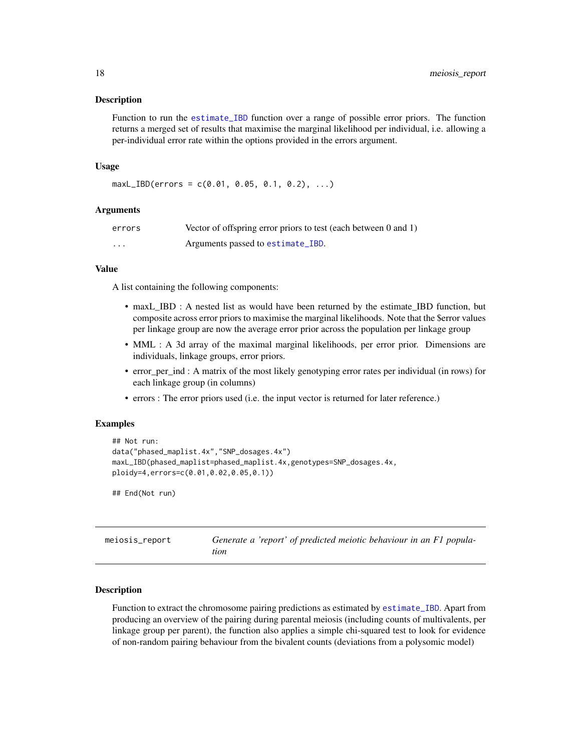### Description

Function to run the `estimate_IBD` function over a range of possible error priors. The function returns a merged set of results that maximise the marginal likelihood per individual, i.e. allowing a per-individual error rate within the options provided in the errors argument.

### Usage

```
maxL_IBD(errors = c(0.01, 0.05, 0.1, 0.2), ...)
```

### Arguments

| | |
|---|---|
| `errors` | Vector of offspring error priors to test (each between 0 and 1) |
| `...` | Arguments passed to `estimate_IBD`. |

### Value

A list containing the following components:

- maxL_IBD : A nested list as would have been returned by the estimate_IBD function, but composite across error priors to maximise the marginal likelihoods. Note that the $error values per linkage group are now the average error prior across the population per linkage group
- MML : A 3d array of the maximal marginal likelihoods, per error prior. Dimensions are individuals, linkage groups, error priors.
- error_per_ind : A matrix of the most likely genotyping error rates per individual (in rows) for each linkage group (in columns)
- errors : The error priors used (i.e. the input vector is returned for later reference.)

### Examples

```
## Not run:
data("phased_maplist.4x","SNP_dosages.4x")
maxL_IBD(phased_maplist=phased_maplist.4x,genotypes=SNP_dosages.4x,
ploidy=4,errors=c(0.01,0.02,0.05,0.1))

## End(Not run)
```

---

## meiosis_report — *Generate a 'report' of predicted meiotic behaviour in an F1 population*

### Description

Function to extract the chromosome pairing predictions as estimated by `estimate_IBD`. Apart from producing an overview of the pairing during parental meiosis (including counts of multivalents, per linkage group per parent), the function also applies a simple chi-squared test to look for evidence of non-random pairing behaviour from the bivalent counts (deviations from a polysomic model)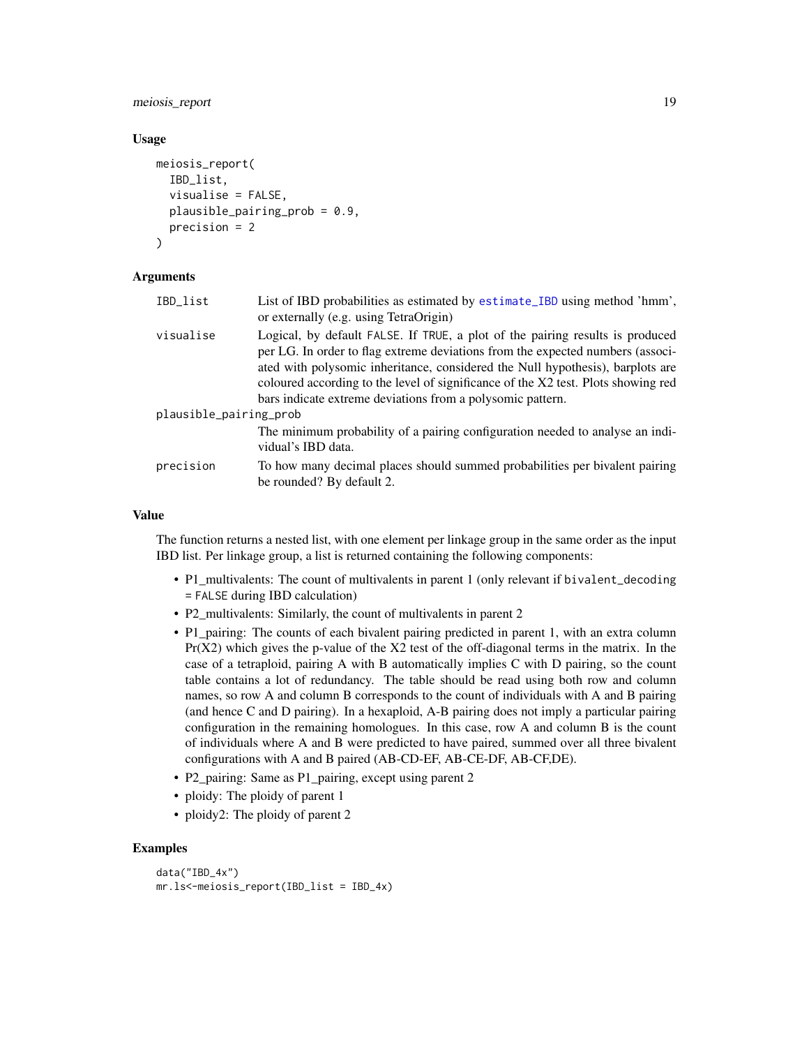### Usage

```
meiosis_report(
  IBD_list,
  visualise = FALSE,
  plausible_pairing_prob = 0.9,
  precision = 2
)
```

### Arguments

| | |
|---|---|
| IBD_list | List of IBD probabilities as estimated by estimate_IBD using method 'hmm', or externally (e.g. using TetraOrigin) |
| visualise | Logical, by default FALSE. If TRUE, a plot of the pairing results is produced per LG. In order to flag extreme deviations from the expected numbers (associated with polysomic inheritance, considered the Null hypothesis), barplots are coloured according to the level of significance of the X2 test. Plots showing red bars indicate extreme deviations from a polysomic pattern. |
| plausible_pairing_prob | The minimum probability of a pairing configuration needed to analyse an individual's IBD data. |
| precision | To how many decimal places should summed probabilities per bivalent pairing be rounded? By default 2. |

### Value

The function returns a nested list, with one element per linkage group in the same order as the input IBD list. Per linkage group, a list is returned containing the following components:

- P1_multivalents: The count of multivalents in parent 1 (only relevant if bivalent_decoding = FALSE during IBD calculation)
- P2_multivalents: Similarly, the count of multivalents in parent 2
- P1_pairing: The counts of each bivalent pairing predicted in parent 1, with an extra column Pr(X2) which gives the p-value of the X2 test of the off-diagonal terms in the matrix. In the case of a tetraploid, pairing A with B automatically implies C with D pairing, so the count table contains a lot of redundancy. The table should be read using both row and column names, so row A and column B corresponds to the count of individuals with A and B pairing (and hence C and D pairing). In a hexaploid, A-B pairing does not imply a particular pairing configuration in the remaining homologues. In this case, row A and column B is the count of individuals where A and B were predicted to have paired, summed over all three bivalent configurations with A and B paired (AB-CD-EF, AB-CE-DF, AB-CF,DE).
- P2_pairing: Same as P1_pairing, except using parent 2
- ploidy: The ploidy of parent 1
- ploidy2: The ploidy of parent 2

### Examples

```
data("IBD_4x")
mr.ls<-meiosis_report(IBD_list = IBD_4x)
```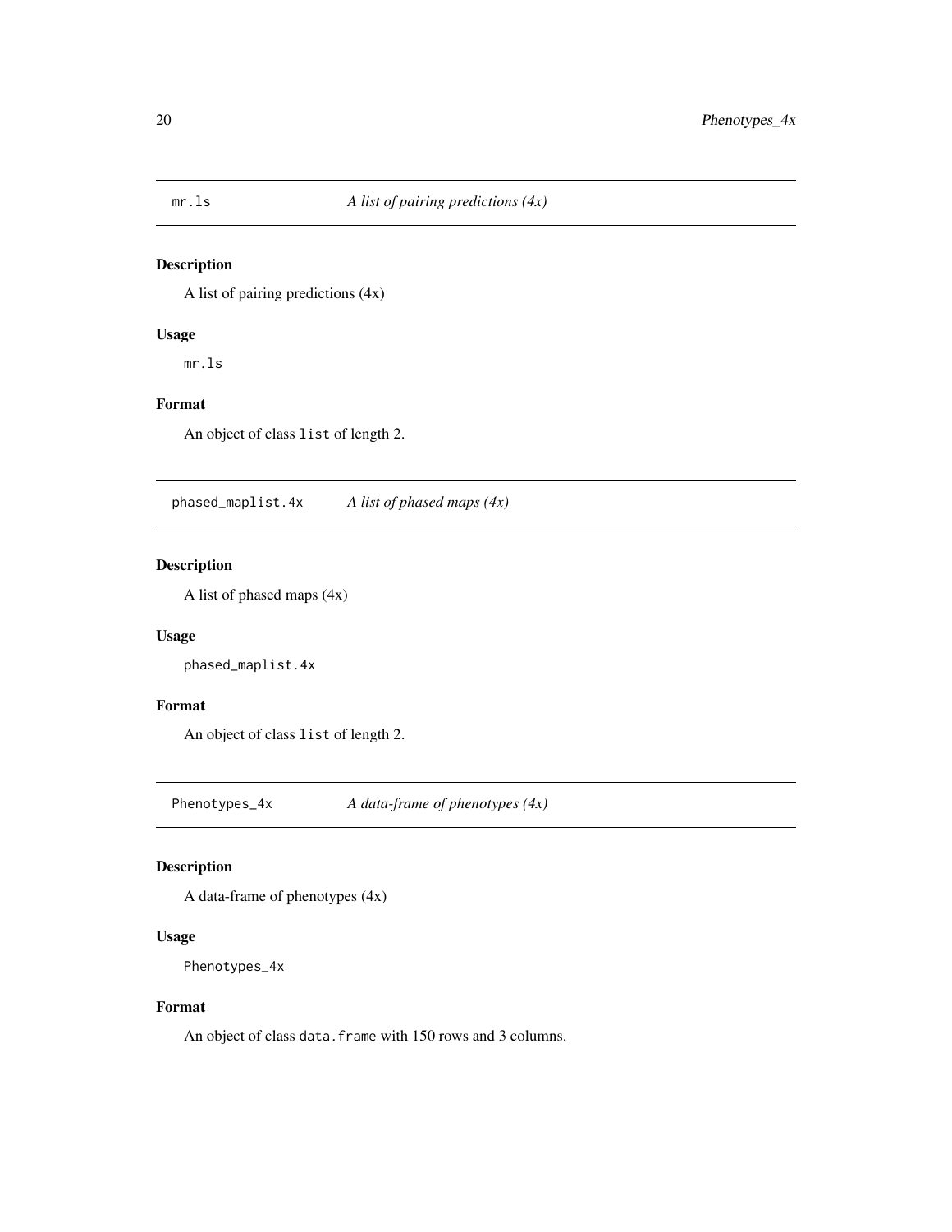## mr.ls *A list of pairing predictions (4x)*

### Description

A list of pairing predictions (4x)

### Usage

```
mr.ls
```

### Format

An object of class `list` of length 2.

## phased_maplist.4x *A list of phased maps (4x)*

### Description

A list of phased maps (4x)

### Usage

```
phased_maplist.4x
```

### Format

An object of class `list` of length 2.

## Phenotypes_4x *A data-frame of phenotypes (4x)*

### Description

A data-frame of phenotypes (4x)

### Usage

```
Phenotypes_4x
```

### Format

An object of class `data.frame` with 150 rows and 3 columns.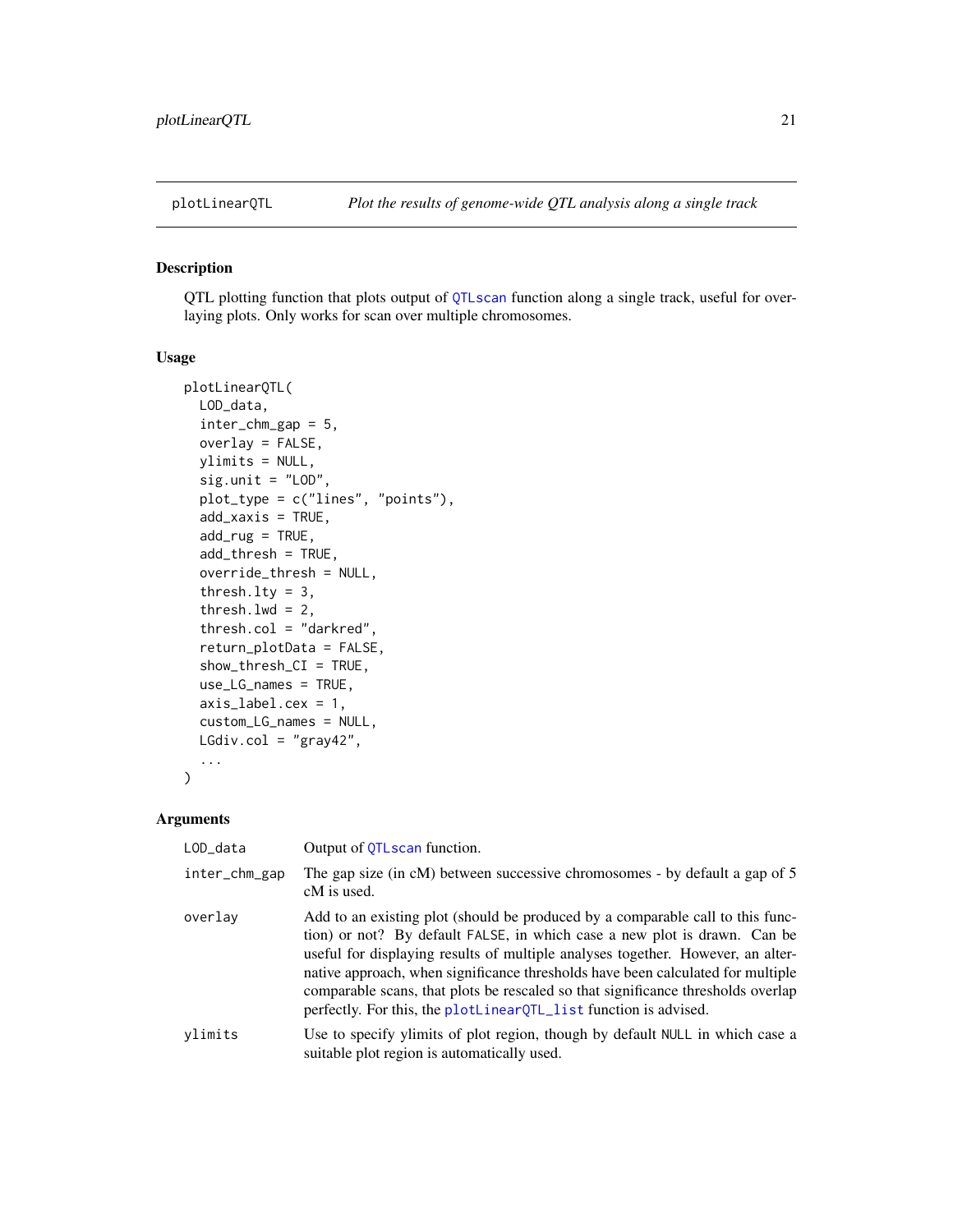plotLinearQTL — *Plot the results of genome-wide QTL analysis along a single track*

## Description

QTL plotting function that plots output of QTLscan function along a single track, useful for overlaying plots. Only works for scan over multiple chromosomes.

## Usage

```
plotLinearQTL(
  LOD_data,
  inter_chm_gap = 5,
  overlay = FALSE,
  ylimits = NULL,
  sig.unit = "LOD",
  plot_type = c("lines", "points"),
  add_xaxis = TRUE,
  add_rug = TRUE,
  add_thresh = TRUE,
  override_thresh = NULL,
  thresh.lty = 3,
  thresh.lwd = 2,
  thresh.col = "darkred",
  return_plotData = FALSE,
  show_thresh_CI = TRUE,
  use_LG_names = TRUE,
  axis_label.cex = 1,
  custom_LG_names = NULL,
  LGdiv.col = "gray42",
  ...
)
```

## Arguments

| Argument | Description |
|---|---|
| LOD_data | Output of QTLscan function. |
| inter_chm_gap | The gap size (in cM) between successive chromosomes - by default a gap of 5 cM is used. |
| overlay | Add to an existing plot (should be produced by a comparable call to this function) or not? By default FALSE, in which case a new plot is drawn. Can be useful for displaying results of multiple analyses together. However, an alternative approach, when significance thresholds have been calculated for multiple comparable scans, that plots be rescaled so that significance thresholds overlap perfectly. For this, the plotLinearQTL_list function is advised. |
| ylimits | Use to specify ylimits of plot region, though by default NULL in which case a suitable plot region is automatically used. |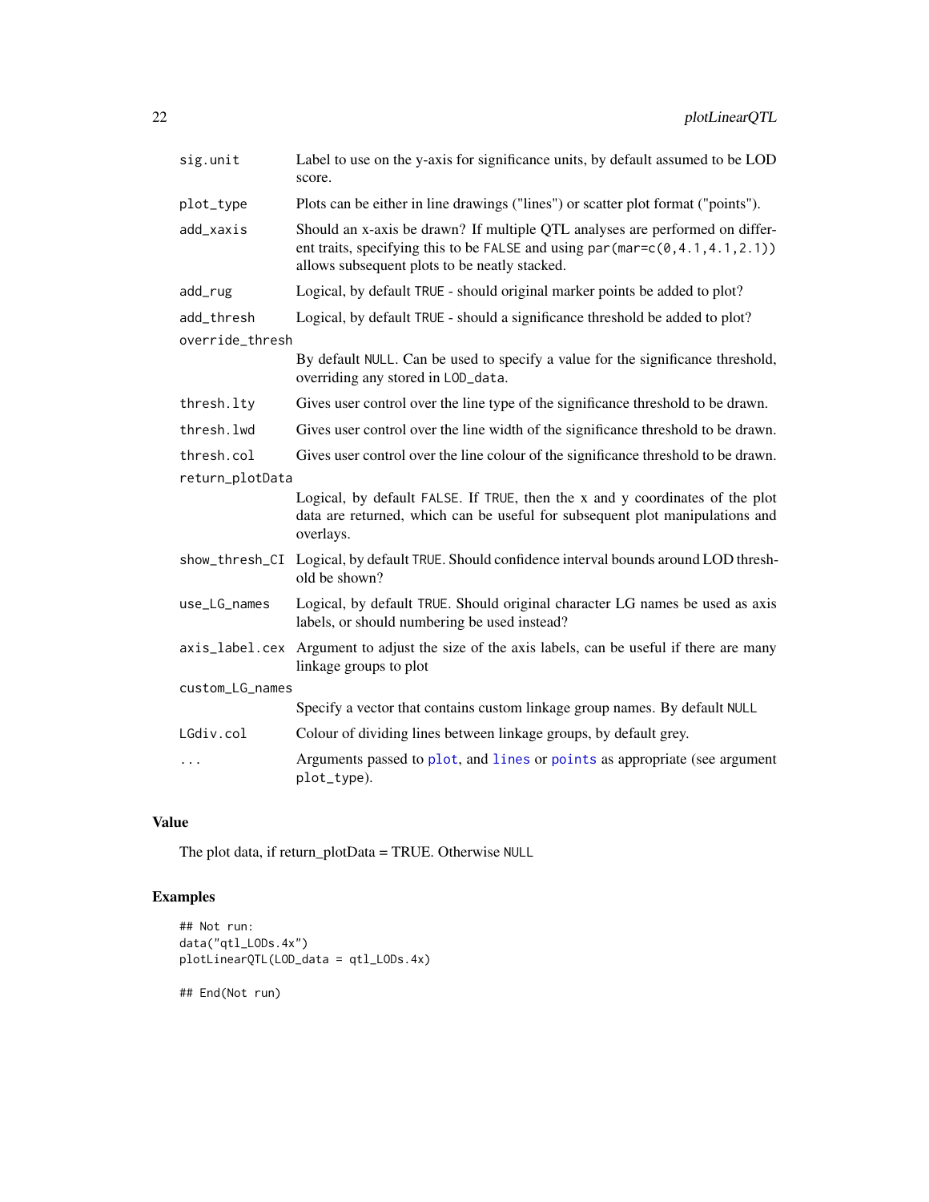| Argument | Description |
| --- | --- |
| `sig.unit` | Label to use on the y-axis for significance units, by default assumed to be LOD score. |
| `plot_type` | Plots can be either in line drawings ("lines") or scatter plot format ("points"). |
| `add_xaxis` | Should an x-axis be drawn? If multiple QTL analyses are performed on different traits, specifying this to be `FALSE` and using `par(mar=c(0,4.1,4.1,2.1))` allows subsequent plots to be neatly stacked. |
| `add_rug` | Logical, by default `TRUE` - should original marker points be added to plot? |
| `add_thresh` | Logical, by default `TRUE` - should a significance threshold be added to plot? |
| `override_thresh` | By default `NULL`. Can be used to specify a value for the significance threshold, overriding any stored in `LOD_data`. |
| `thresh.lty` | Gives user control over the line type of the significance threshold to be drawn. |
| `thresh.lwd` | Gives user control over the line width of the significance threshold to be drawn. |
| `thresh.col` | Gives user control over the line colour of the significance threshold to be drawn. |
| `return_plotData` | Logical, by default `FALSE`. If `TRUE`, then the x and y coordinates of the plot data are returned, which can be useful for subsequent plot manipulations and overlays. |
| `show_thresh_CI` | Logical, by default `TRUE`. Should confidence interval bounds around LOD threshold be shown? |
| `use_LG_names` | Logical, by default `TRUE`. Should original character LG names be used as axis labels, or should numbering be used instead? |
| `axis_label.cex` | Argument to adjust the size of the axis labels, can be useful if there are many linkage groups to plot |
| `custom_LG_names` | Specify a vector that contains custom linkage group names. By default `NULL` |
| `LGdiv.col` | Colour of dividing lines between linkage groups, by default grey. |
| `...` | Arguments passed to `plot`, and `lines` or `points` as appropriate (see argument `plot_type`). |

## Value

The plot data, if return_plotData = TRUE. Otherwise `NULL`

## Examples

```
## Not run:
data("qtl_LODs.4x")
plotLinearQTL(LOD_data = qtl_LODs.4x)

## End(Not run)
```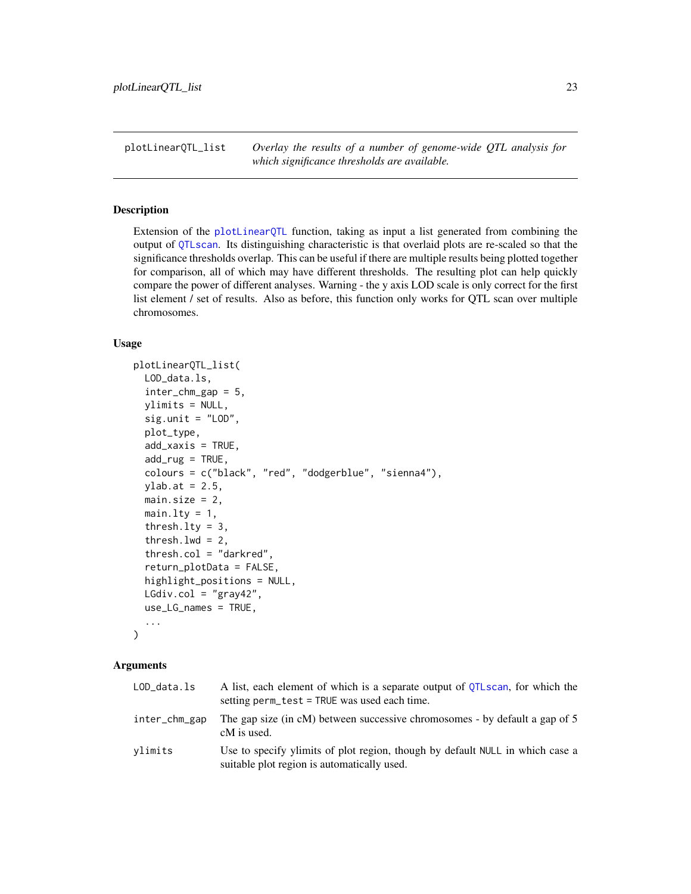## plotLinearQTL_list

*Overlay the results of a number of genome-wide QTL analysis for which significance thresholds are available.*

### Description

Extension of the plotLinearQTL function, taking as input a list generated from combining the output of QTLscan. Its distinguishing characteristic is that overlaid plots are re-scaled so that the significance thresholds overlap. This can be useful if there are multiple results being plotted together for comparison, all of which may have different thresholds. The resulting plot can help quickly compare the power of different analyses. Warning - the y axis LOD scale is only correct for the first list element / set of results. Also as before, this function only works for QTL scan over multiple chromosomes.

### Usage

```
plotLinearQTL_list(
  LOD_data.ls,
  inter_chm_gap = 5,
  ylimits = NULL,
  sig.unit = "LOD",
  plot_type,
  add_xaxis = TRUE,
  add_rug = TRUE,
  colours = c("black", "red", "dodgerblue", "sienna4"),
  ylab.at = 2.5,
  main.size = 2,
  main.lty = 1,
  thresh.lty = 3,
  thresh.lwd = 2,
  thresh.col = "darkred",
  return_plotData = FALSE,
  highlight_positions = NULL,
  LGdiv.col = "gray42",
  use_LG_names = TRUE,
  ...
)
```

### Arguments

| | |
|---|---|
| LOD_data.ls | A list, each element of which is a separate output of QTLscan, for which the setting perm_test = TRUE was used each time. |
| inter_chm_gap | The gap size (in cM) between successive chromosomes - by default a gap of 5 cM is used. |
| ylimits | Use to specify ylimits of plot region, though by default NULL in which case a suitable plot region is automatically used. |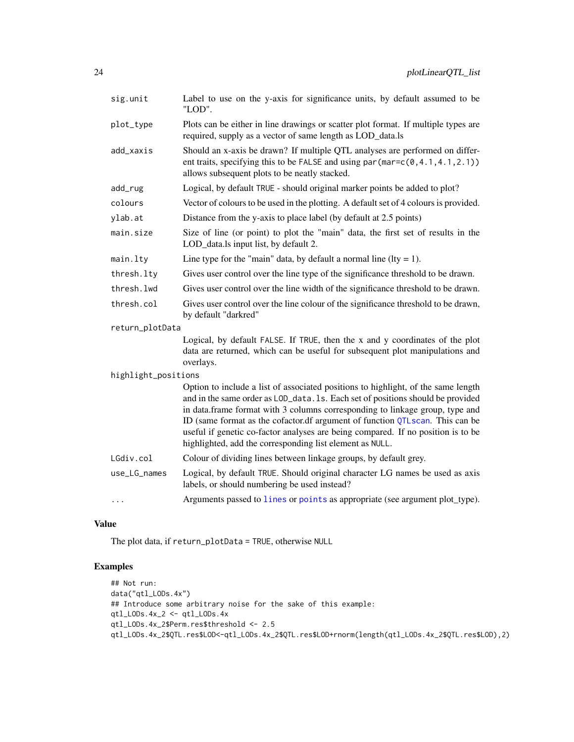| Argument | Description |
|---|---|
| sig.unit | Label to use on the y-axis for significance units, by default assumed to be "LOD". |
| plot_type | Plots can be either in line drawings or scatter plot format. If multiple types are required, supply as a vector of same length as LOD_data.ls |
| add_xaxis | Should an x-axis be drawn? If multiple QTL analyses are performed on different traits, specifying this to be FALSE and using par(mar=c(0,4.1,4.1,2.1)) allows subsequent plots to be neatly stacked. |
| add_rug | Logical, by default TRUE - should original marker points be added to plot? |
| colours | Vector of colours to be used in the plotting. A default set of 4 colours is provided. |
| ylab.at | Distance from the y-axis to place label (by default at 2.5 points) |
| main.size | Size of line (or point) to plot the "main" data, the first set of results in the LOD_data.ls input list, by default 2. |
| main.lty | Line type for the "main" data, by default a normal line (lty = 1). |
| thresh.lty | Gives user control over the line type of the significance threshold to be drawn. |
| thresh.lwd | Gives user control over the line width of the significance threshold to be drawn. |
| thresh.col | Gives user control over the line colour of the significance threshold to be drawn, by default "darkred" |
| return_plotData | Logical, by default FALSE. If TRUE, then the x and y coordinates of the plot data are returned, which can be useful for subsequent plot manipulations and overlays. |
| highlight_positions | Option to include a list of associated positions to highlight, of the same length and in the same order as LOD_data.ls. Each set of positions should be provided in data.frame format with 3 columns corresponding to linkage group, type and ID (same format as the cofactor.df argument of function QTLscan. This can be useful if genetic co-factor analyses are being compared. If no position is to be highlighted, add the corresponding list element as NULL. |
| LGdiv.col | Colour of dividing lines between linkage groups, by default grey. |
| use_LG_names | Logical, by default TRUE. Should original character LG names be used as axis labels, or should numbering be used instead? |
| ... | Arguments passed to lines or points as appropriate (see argument plot_type). |

## Value

The plot data, if return_plotData = TRUE, otherwise NULL

## Examples

```
## Not run:
data("qtl_LODs.4x")
## Introduce some arbitrary noise for the sake of this example:
qtl_LODs.4x_2 <- qtl_LODs.4x
qtl_LODs.4x_2$Perm.res$threshold <- 2.5
qtl_LODs.4x_2$QTL.res$LOD<-qtl_LODs.4x_2$QTL.res$LOD+rnorm(length(qtl_LODs.4x_2$QTL.res$LOD),2)
```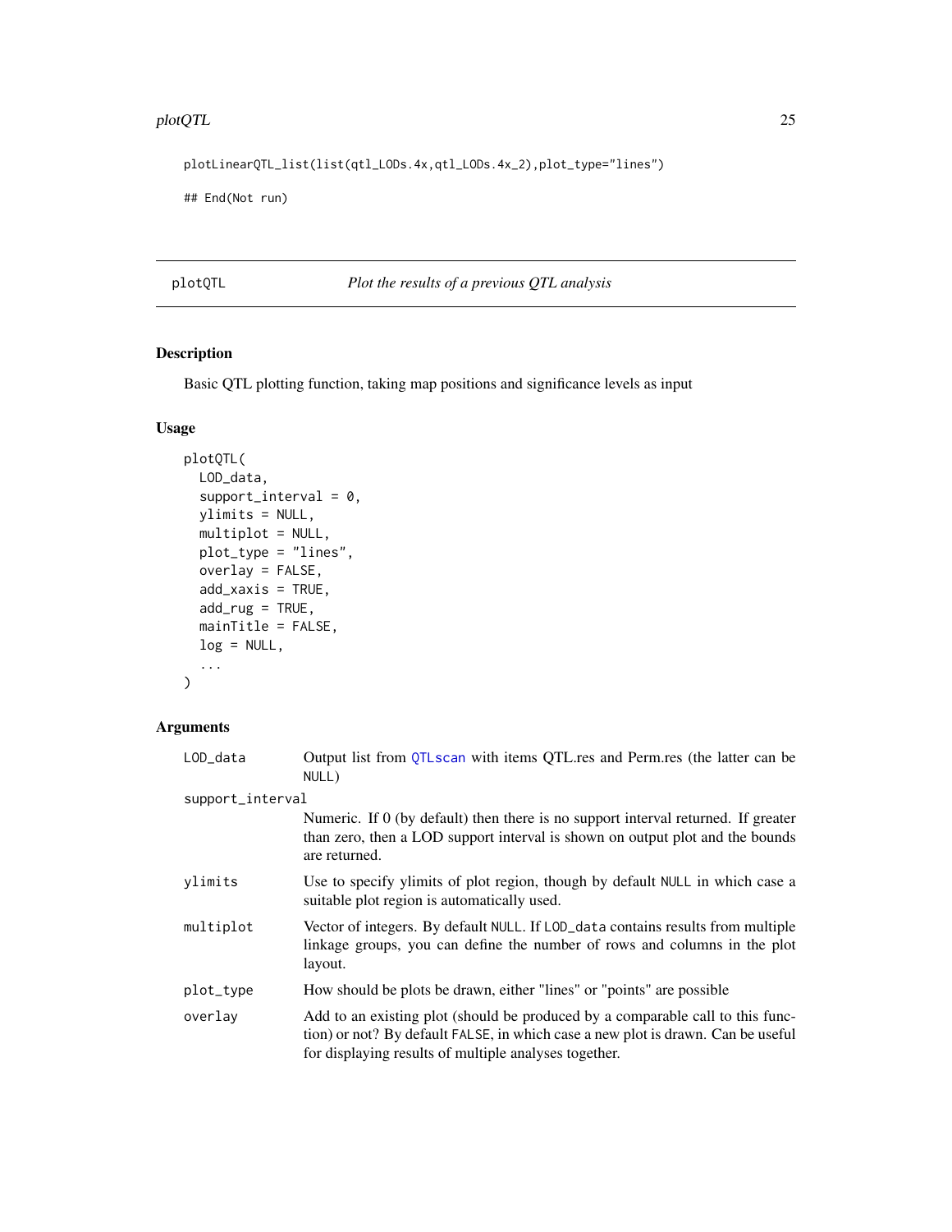```
plotLinearQTL_list(list(qtl_LODs.4x,qtl_LODs.4x_2),plot_type="lines")

## End(Not run)
```

## plotQTL — *Plot the results of a previous QTL analysis*

### Description

Basic QTL plotting function, taking map positions and significance levels as input

### Usage

```
plotQTL(
  LOD_data,
  support_interval = 0,
  ylimits = NULL,
  multiplot = NULL,
  plot_type = "lines",
  overlay = FALSE,
  add_xaxis = TRUE,
  add_rug = TRUE,
  mainTitle = FALSE,
  log = NULL,
  ...
)
```

### Arguments

| | |
|---|---|
| LOD_data | Output list from QTLscan with items QTL.res and Perm.res (the latter can be NULL) |
| support_interval | Numeric. If 0 (by default) then there is no support interval returned. If greater than zero, then a LOD support interval is shown on output plot and the bounds are returned. |
| ylimits | Use to specify ylimits of plot region, though by default NULL in which case a suitable plot region is automatically used. |
| multiplot | Vector of integers. By default NULL. If LOD_data contains results from multiple linkage groups, you can define the number of rows and columns in the plot layout. |
| plot_type | How should be plots be drawn, either "lines" or "points" are possible |
| overlay | Add to an existing plot (should be produced by a comparable call to this function) or not? By default FALSE, in which case a new plot is drawn. Can be useful for displaying results of multiple analyses together. |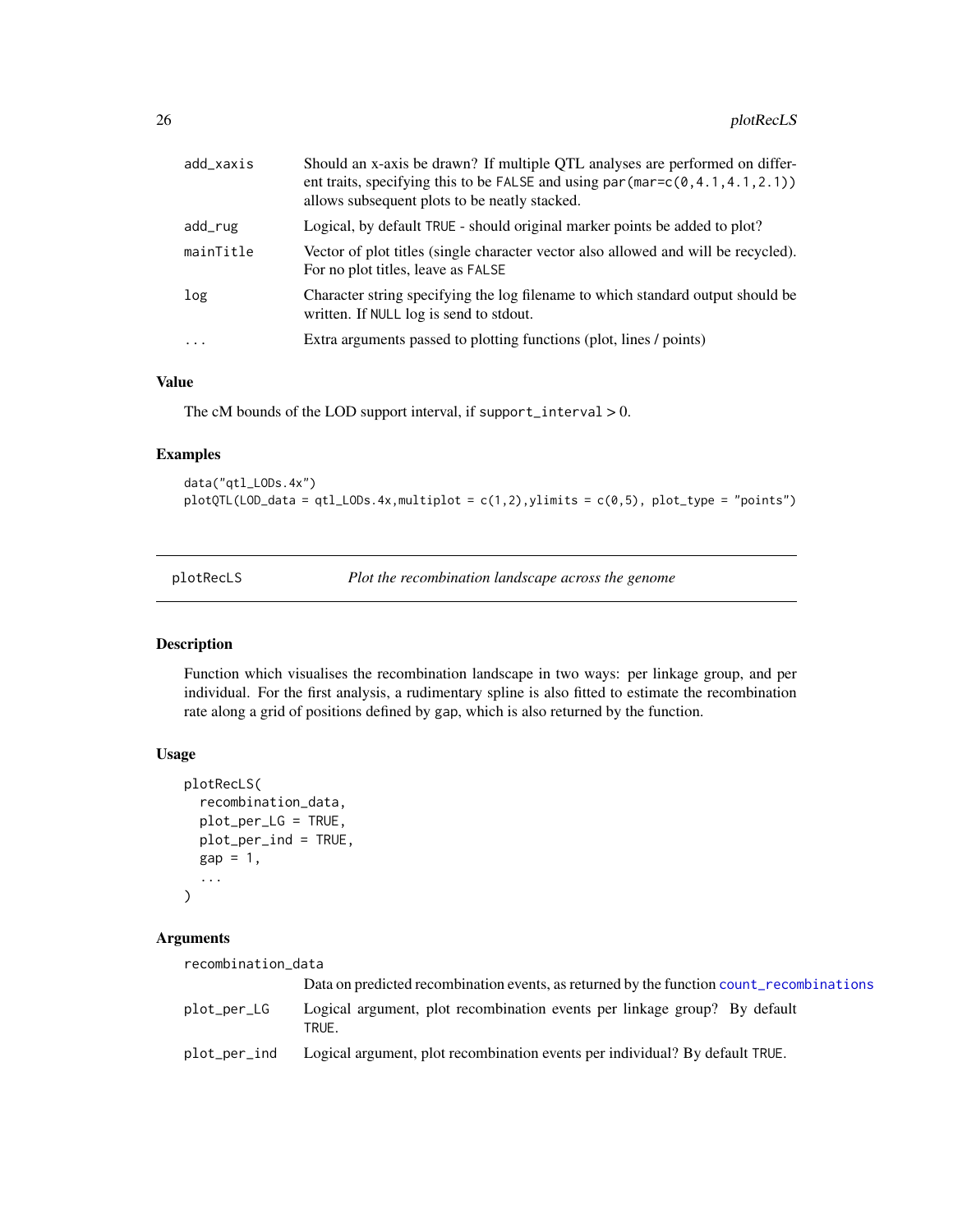| | |
|---|---|
| add_xaxis | Should an x-axis be drawn? If multiple QTL analyses are performed on different traits, specifying this to be FALSE and using par(mar=c(0,4.1,4.1,2.1)) allows subsequent plots to be neatly stacked. |
| add_rug | Logical, by default TRUE - should original marker points be added to plot? |
| mainTitle | Vector of plot titles (single character vector also allowed and will be recycled). For no plot titles, leave as FALSE |
| log | Character string specifying the log filename to which standard output should be written. If NULL log is send to stdout. |
| ... | Extra arguments passed to plotting functions (plot, lines / points) |

### Value

The cM bounds of the LOD support interval, if support_interval > 0.

### Examples

```
data("qtl_LODs.4x")
plotQTL(LOD_data = qtl_LODs.4x,multiplot = c(1,2),ylimits = c(0,5), plot_type = "points")
```

---

## plotRecLS — *Plot the recombination landscape across the genome*

### Description

Function which visualises the recombination landscape in two ways: per linkage group, and per individual. For the first analysis, a rudimentary spline is also fitted to estimate the recombination rate along a grid of positions defined by gap, which is also returned by the function.

### Usage

```
plotRecLS(
  recombination_data,
  plot_per_LG = TRUE,
  plot_per_ind = TRUE,
  gap = 1,
  ...
)
```

### Arguments

| | |
|---|---|
| recombination_data | Data on predicted recombination events, as returned by the function count_recombinations |
| plot_per_LG | Logical argument, plot recombination events per linkage group? By default TRUE. |
| plot_per_ind | Logical argument, plot recombination events per individual? By default TRUE. |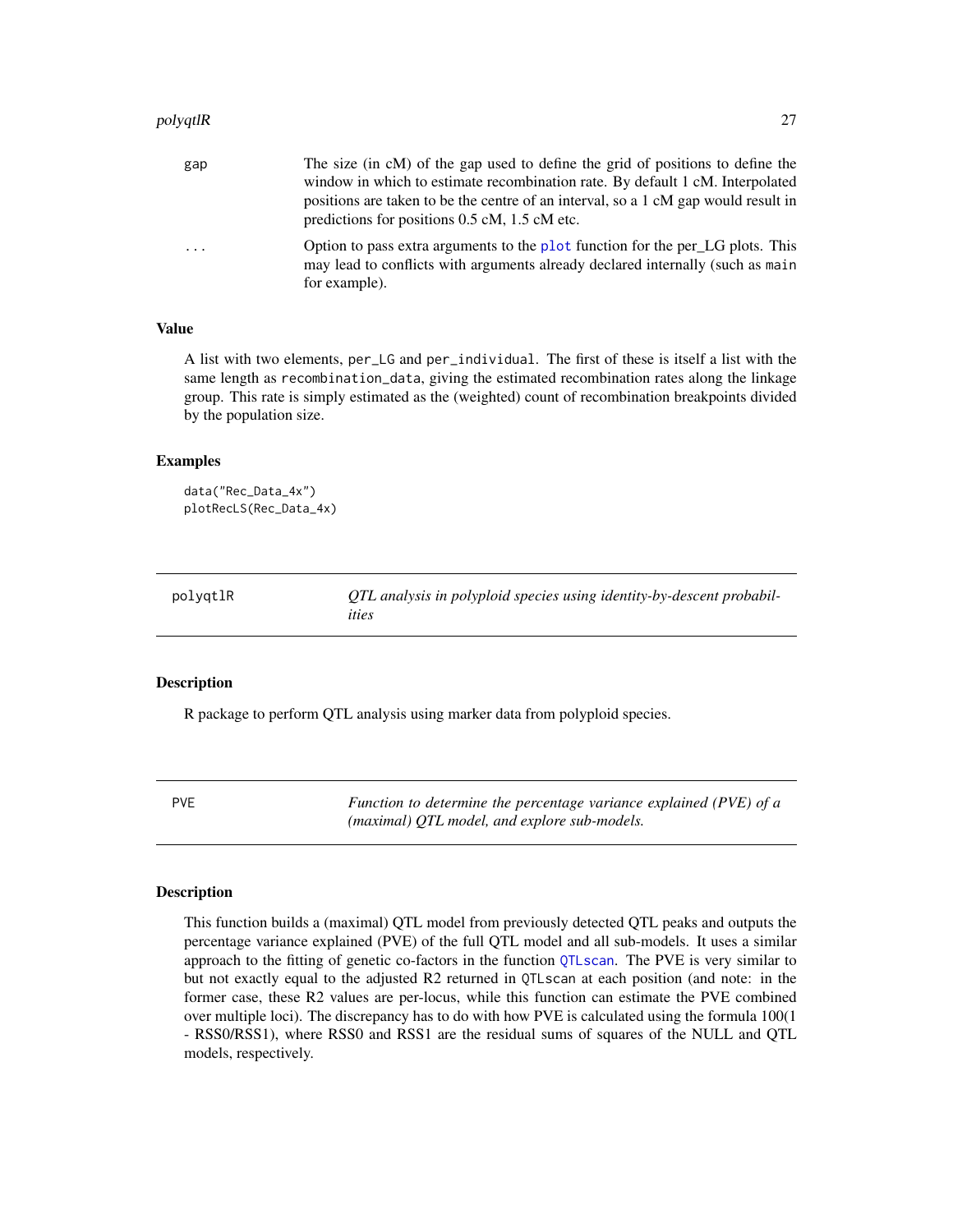| | |
|---|---|
| gap | The size (in cM) of the gap used to define the grid of positions to define the window in which to estimate recombination rate. By default 1 cM. Interpolated positions are taken to be the centre of an interval, so a 1 cM gap would result in predictions for positions 0.5 cM, 1.5 cM etc. |
| ... | Option to pass extra arguments to the plot function for the per_LG plots. This may lead to conflicts with arguments already declared internally (such as main for example). |

### Value

A list with two elements, per_LG and per_individual. The first of these is itself a list with the same length as recombination_data, giving the estimated recombination rates along the linkage group. This rate is simply estimated as the (weighted) count of recombination breakpoints divided by the population size.

### Examples

```
data("Rec_Data_4x")
plotRecLS(Rec_Data_4x)
```

---

## polyqtlR — *QTL analysis in polyploid species using identity-by-descent probabilities*

### Description

R package to perform QTL analysis using marker data from polyploid species.

---

## PVE — *Function to determine the percentage variance explained (PVE) of a (maximal) QTL model, and explore sub-models.*

### Description

This function builds a (maximal) QTL model from previously detected QTL peaks and outputs the percentage variance explained (PVE) of the full QTL model and all sub-models. It uses a similar approach to the fitting of genetic co-factors in the function QTLscan. The PVE is very similar to but not exactly equal to the adjusted R2 returned in QTLscan at each position (and note: in the former case, these R2 values are per-locus, while this function can estimate the PVE combined over multiple loci). The discrepancy has to do with how PVE is calculated using the formula 100(1 - RSS0/RSS1), where RSS0 and RSS1 are the residual sums of squares of the NULL and QTL models, respectively.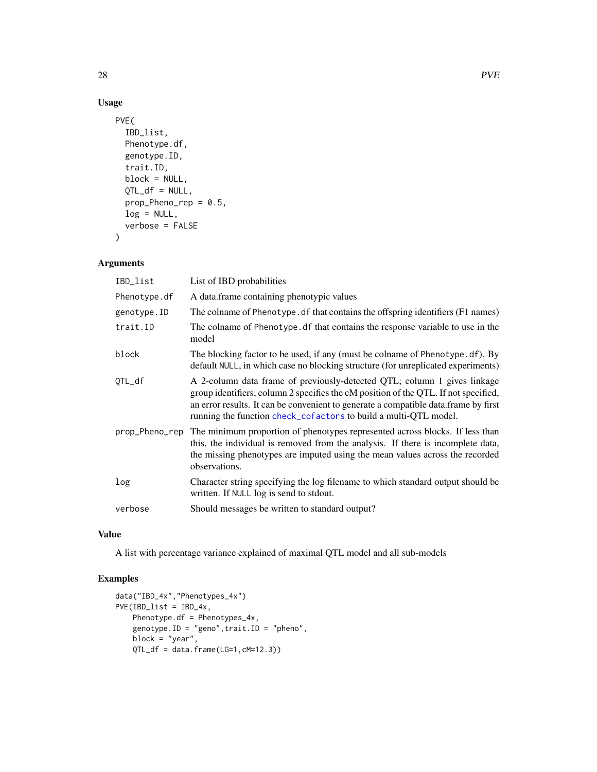## Usage

```
PVE(
  IBD_list,
  Phenotype.df,
  genotype.ID,
  trait.ID,
  block = NULL,
  QTL_df = NULL,
  prop_Pheno_rep = 0.5,
  log = NULL,
  verbose = FALSE
)
```

## Arguments

| | |
|---|---|
| IBD_list | List of IBD probabilities |
| Phenotype.df | A data.frame containing phenotypic values |
| genotype.ID | The colname of Phenotype.df that contains the offspring identifiers (F1 names) |
| trait.ID | The colname of Phenotype.df that contains the response variable to use in the model |
| block | The blocking factor to be used, if any (must be colname of Phenotype.df). By default NULL, in which case no blocking structure (for unreplicated experiments) |
| QTL_df | A 2-column data frame of previously-detected QTL; column 1 gives linkage group identifiers, column 2 specifies the cM position of the QTL. If not specified, an error results. It can be convenient to generate a compatible data.frame by first running the function check_cofactors to build a multi-QTL model. |
| prop_Pheno_rep | The minimum proportion of phenotypes represented across blocks. If less than this, the individual is removed from the analysis. If there is incomplete data, the missing phenotypes are imputed using the mean values across the recorded observations. |
| log | Character string specifying the log filename to which standard output should be written. If NULL log is send to stdout. |
| verbose | Should messages be written to standard output? |

## Value

A list with percentage variance explained of maximal QTL model and all sub-models

## Examples

```
data("IBD_4x","Phenotypes_4x")
PVE(IBD_list = IBD_4x,
    Phenotype.df = Phenotypes_4x,
    genotype.ID = "geno",trait.ID = "pheno",
    block = "year",
    QTL_df = data.frame(LG=1,cM=12.3))
```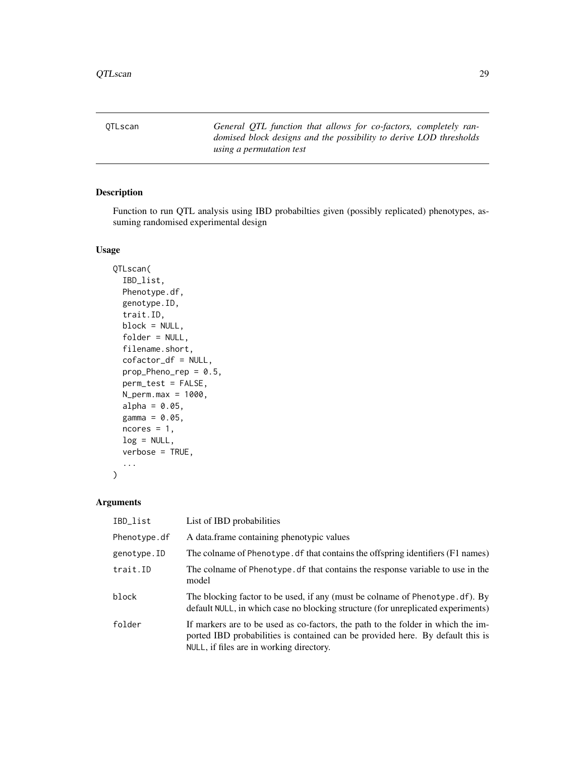QTLscan

*General QTL function that allows for co-factors, completely randomised block designs and the possibility to derive LOD thresholds using a permutation test*

## Description

Function to run QTL analysis using IBD probabilties given (possibly replicated) phenotypes, assuming randomised experimental design

## Usage

```
QTLscan(
  IBD_list,
  Phenotype.df,
  genotype.ID,
  trait.ID,
  block = NULL,
  folder = NULL,
  filename.short,
  cofactor_df = NULL,
  prop_Pheno_rep = 0.5,
  perm_test = FALSE,
  N_perm.max = 1000,
  alpha = 0.05,
  gamma = 0.05,
  ncores = 1,
  log = NULL,
  verbose = TRUE,
  ...
)
```

## Arguments

| Argument | Description |
|---|---|
| `IBD_list` | List of IBD probabilities |
| `Phenotype.df` | A data.frame containing phenotypic values |
| `genotype.ID` | The colname of `Phenotype.df` that contains the offspring identifiers (F1 names) |
| `trait.ID` | The colname of `Phenotype.df` that contains the response variable to use in the model |
| `block` | The blocking factor to be used, if any (must be colname of `Phenotype.df`). By default `NULL`, in which case no blocking structure (for unreplicated experiments) |
| `folder` | If markers are to be used as co-factors, the path to the folder in which the imported IBD probabilities is contained can be provided here. By default this is `NULL`, if files are in working directory. |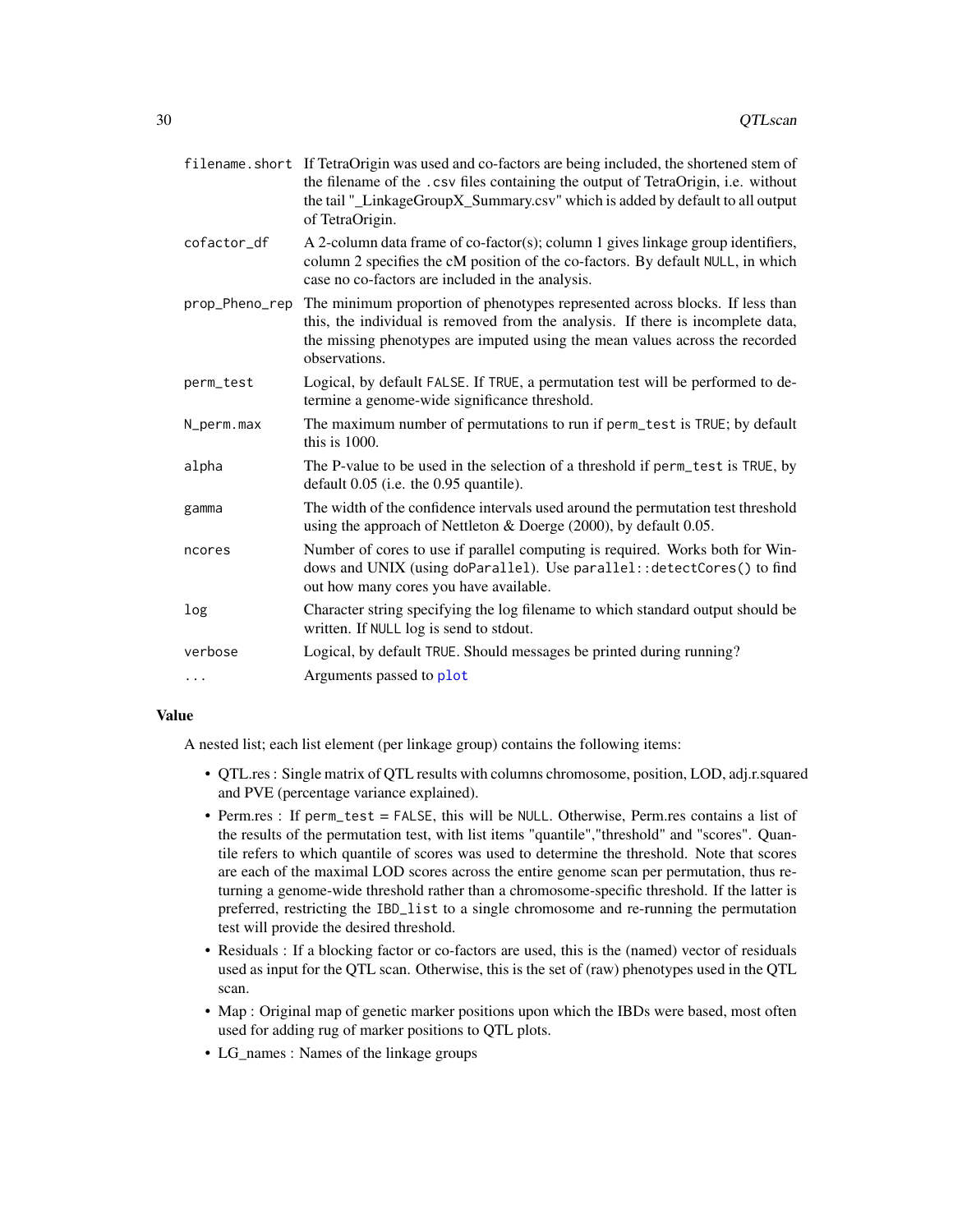| | |
|---|---|
| filename.short | If TetraOrigin was used and co-factors are being included, the shortened stem of the filename of the .csv files containing the output of TetraOrigin, i.e. without the tail "_LinkageGroupX_Summary.csv" which is added by default to all output of TetraOrigin. |
| cofactor_df | A 2-column data frame of co-factor(s); column 1 gives linkage group identifiers, column 2 specifies the cM position of the co-factors. By default NULL, in which case no co-factors are included in the analysis. |
| prop_Pheno_rep | The minimum proportion of phenotypes represented across blocks. If less than this, the individual is removed from the analysis. If there is incomplete data, the missing phenotypes are imputed using the mean values across the recorded observations. |
| perm_test | Logical, by default FALSE. If TRUE, a permutation test will be performed to determine a genome-wide significance threshold. |
| N_perm.max | The maximum number of permutations to run if perm_test is TRUE; by default this is 1000. |
| alpha | The P-value to be used in the selection of a threshold if perm_test is TRUE, by default 0.05 (i.e. the 0.95 quantile). |
| gamma | The width of the confidence intervals used around the permutation test threshold using the approach of Nettleton & Doerge (2000), by default 0.05. |
| ncores | Number of cores to use if parallel computing is required. Works both for Windows and UNIX (using doParallel). Use parallel::detectCores() to find out how many cores you have available. |
| log | Character string specifying the log filename to which standard output should be written. If NULL log is send to stdout. |
| verbose | Logical, by default TRUE. Should messages be printed during running? |
| ... | Arguments passed to plot |

### Value

A nested list; each list element (per linkage group) contains the following items:

- QTL.res : Single matrix of QTL results with columns chromosome, position, LOD, adj.r.squared and PVE (percentage variance explained).
- Perm.res : If perm_test = FALSE, this will be NULL. Otherwise, Perm.res contains a list of the results of the permutation test, with list items "quantile","threshold" and "scores". Quantile refers to which quantile of scores was used to determine the threshold. Note that scores are each of the maximal LOD scores across the entire genome scan per permutation, thus returning a genome-wide threshold rather than a chromosome-specific threshold. If the latter is preferred, restricting the IBD_list to a single chromosome and re-running the permutation test will provide the desired threshold.
- Residuals : If a blocking factor or co-factors are used, this is the (named) vector of residuals used as input for the QTL scan. Otherwise, this is the set of (raw) phenotypes used in the QTL scan.
- Map : Original map of genetic marker positions upon which the IBDs were based, most often used for adding rug of marker positions to QTL plots.
- LG_names : Names of the linkage groups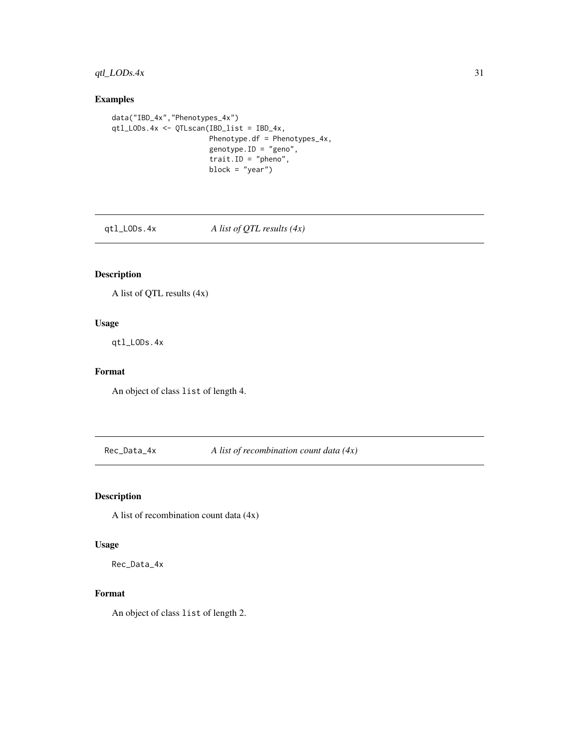## Examples

```
data("IBD_4x","Phenotypes_4x")
qtl_LODs.4x <- QTLscan(IBD_list = IBD_4x,
                       Phenotype.df = Phenotypes_4x,
                       genotype.ID = "geno",
                       trait.ID = "pheno",
                       block = "year")
```

# qtl_LODs.4x *A list of QTL results (4x)*

## Description

A list of QTL results (4x)

## Usage

```
qtl_LODs.4x
```

## Format

An object of class `list` of length 4.

# Rec_Data_4x *A list of recombination count data (4x)*

## Description

A list of recombination count data (4x)

## Usage

```
Rec_Data_4x
```

## Format

An object of class `list` of length 2.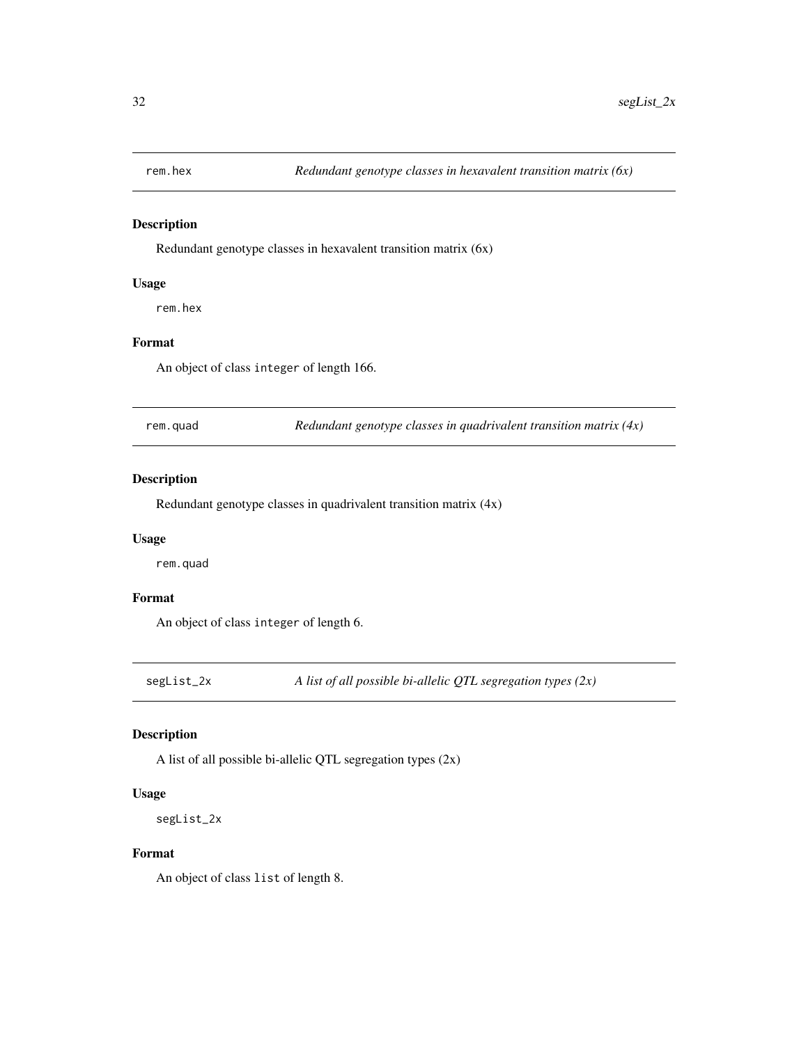## rem.hex — *Redundant genotype classes in hexavalent transition matrix (6x)*

### Description

Redundant genotype classes in hexavalent transition matrix (6x)

### Usage

```
rem.hex
```

### Format

An object of class `integer` of length 166.

## rem.quad — *Redundant genotype classes in quadrivalent transition matrix (4x)*

### Description

Redundant genotype classes in quadrivalent transition matrix (4x)

### Usage

```
rem.quad
```

### Format

An object of class `integer` of length 6.

## segList_2x — *A list of all possible bi-allelic QTL segregation types (2x)*

### Description

A list of all possible bi-allelic QTL segregation types (2x)

### Usage

```
segList_2x
```

### Format

An object of class `list` of length 8.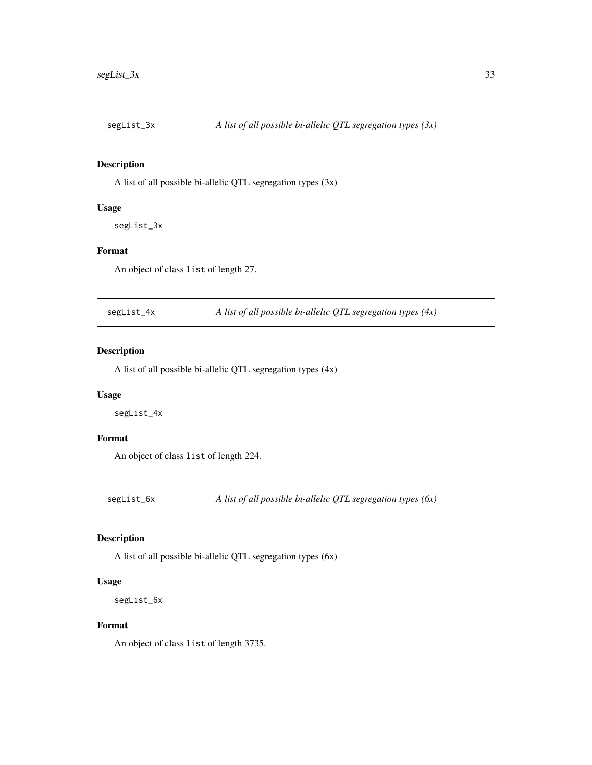## segList_3x — *A list of all possible bi-allelic QTL segregation types (3x)*

### Description

A list of all possible bi-allelic QTL segregation types (3x)

### Usage

```
segList_3x
```

### Format

An object of class `list` of length 27.

## segList_4x — *A list of all possible bi-allelic QTL segregation types (4x)*

### Description

A list of all possible bi-allelic QTL segregation types (4x)

### Usage

```
segList_4x
```

### Format

An object of class `list` of length 224.

## segList_6x — *A list of all possible bi-allelic QTL segregation types (6x)*

### Description

A list of all possible bi-allelic QTL segregation types (6x)

### Usage

```
segList_6x
```

### Format

An object of class `list` of length 3735.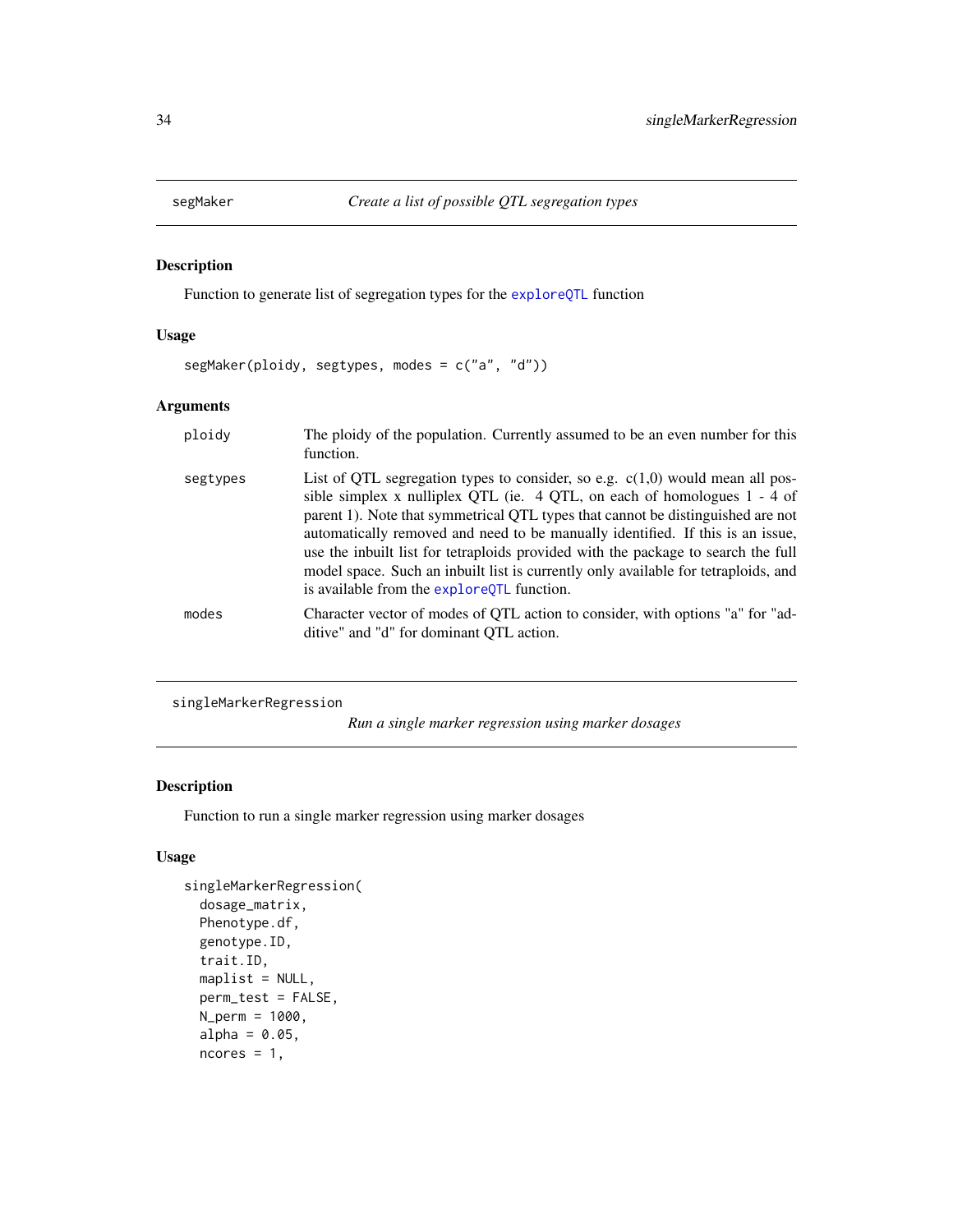## segMaker — *Create a list of possible QTL segregation types*

### Description

Function to generate list of segregation types for the exploreQTL function

### Usage

```
segMaker(ploidy, segtypes, modes = c("a", "d"))
```

### Arguments

| | |
|---|---|
| ploidy | The ploidy of the population. Currently assumed to be an even number for this function. |
| segtypes | List of QTL segregation types to consider, so e.g. c(1,0) would mean all possible simplex x nulliplex QTL (ie. 4 QTL, on each of homologues 1 - 4 of parent 1). Note that symmetrical QTL types that cannot be distinguished are not automatically removed and need to be manually identified. If this is an issue, use the inbuilt list for tetraploids provided with the package to search the full model space. Such an inbuilt list is currently only available for tetraploids, and is available from the exploreQTL function. |
| modes | Character vector of modes of QTL action to consider, with options "a" for "additive" and "d" for dominant QTL action. |

## singleMarkerRegression — *Run a single marker regression using marker dosages*

### Description

Function to run a single marker regression using marker dosages

### Usage

```
singleMarkerRegression(
  dosage_matrix,
  Phenotype.df,
  genotype.ID,
  trait.ID,
  maplist = NULL,
  perm_test = FALSE,
  N_perm = 1000,
  alpha = 0.05,
  ncores = 1,
```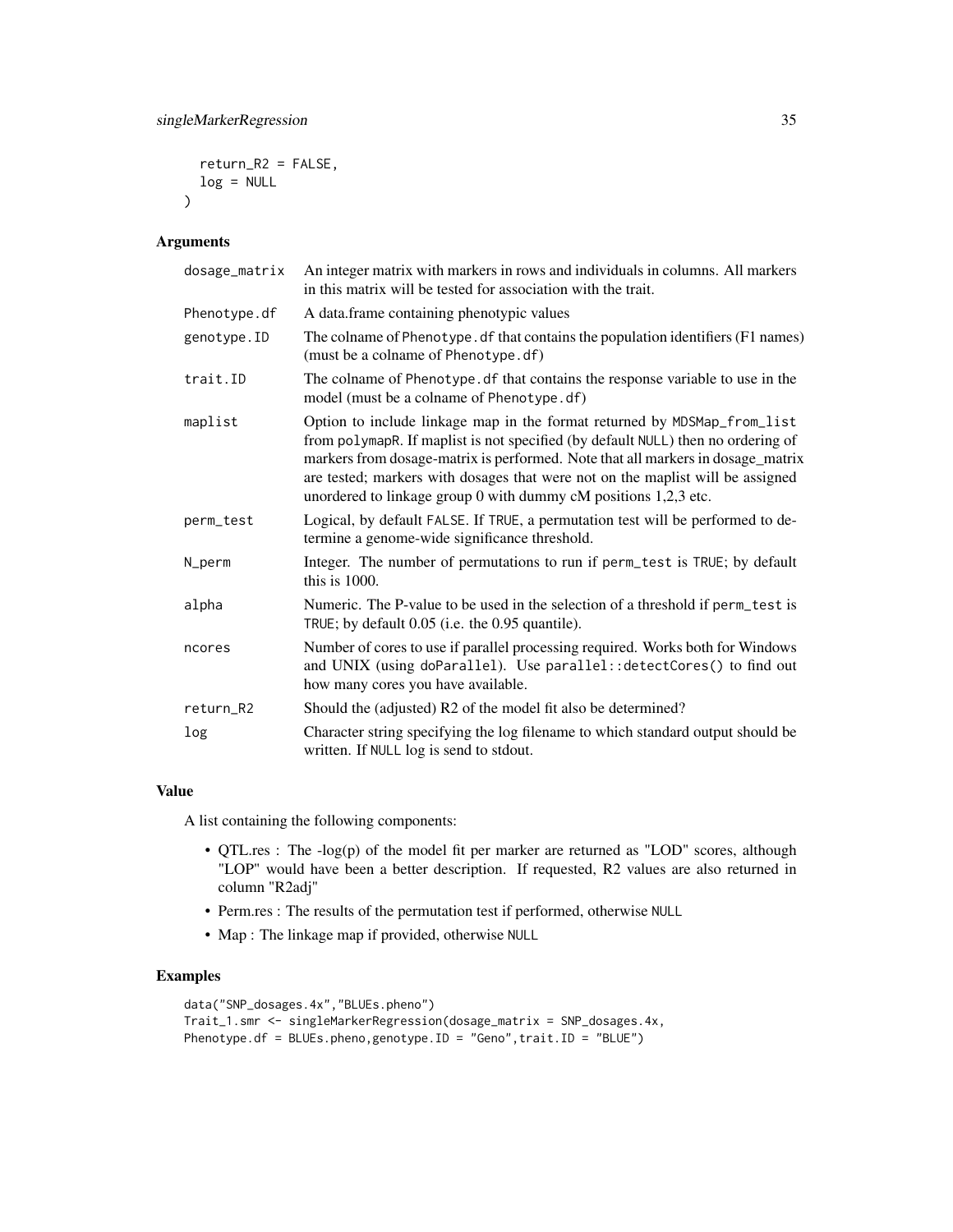```
  return_R2 = FALSE,
  log = NULL
)
```

## Arguments

| | |
|---|---|
| dosage_matrix | An integer matrix with markers in rows and individuals in columns. All markers in this matrix will be tested for association with the trait. |
| Phenotype.df | A data.frame containing phenotypic values |
| genotype.ID | The colname of Phenotype.df that contains the population identifiers (F1 names) (must be a colname of Phenotype.df) |
| trait.ID | The colname of Phenotype.df that contains the response variable to use in the model (must be a colname of Phenotype.df) |
| maplist | Option to include linkage map in the format returned by MDSMap_from_list from polymapR. If maplist is not specified (by default NULL) then no ordering of markers from dosage-matrix is performed. Note that all markers in dosage_matrix are tested; markers with dosages that were not on the maplist will be assigned unordered to linkage group 0 with dummy cM positions 1,2,3 etc. |
| perm_test | Logical, by default FALSE. If TRUE, a permutation test will be performed to determine a genome-wide significance threshold. |
| N_perm | Integer. The number of permutations to run if perm_test is TRUE; by default this is 1000. |
| alpha | Numeric. The P-value to be used in the selection of a threshold if perm_test is TRUE; by default 0.05 (i.e. the 0.95 quantile). |
| ncores | Number of cores to use if parallel processing required. Works both for Windows and UNIX (using doParallel). Use parallel::detectCores() to find out how many cores you have available. |
| return_R2 | Should the (adjusted) R2 of the model fit also be determined? |
| log | Character string specifying the log filename to which standard output should be written. If NULL log is send to stdout. |

## Value

A list containing the following components:

- QTL.res : The -log(p) of the model fit per marker are returned as "LOD" scores, although "LOP" would have been a better description. If requested, R2 values are also returned in column "R2adj"
- Perm.res : The results of the permutation test if performed, otherwise NULL
- Map : The linkage map if provided, otherwise NULL

## Examples

```
data("SNP_dosages.4x","BLUEs.pheno")
Trait_1.smr <- singleMarkerRegression(dosage_matrix = SNP_dosages.4x,
Phenotype.df = BLUEs.pheno,genotype.ID = "Geno",trait.ID = "BLUE")
```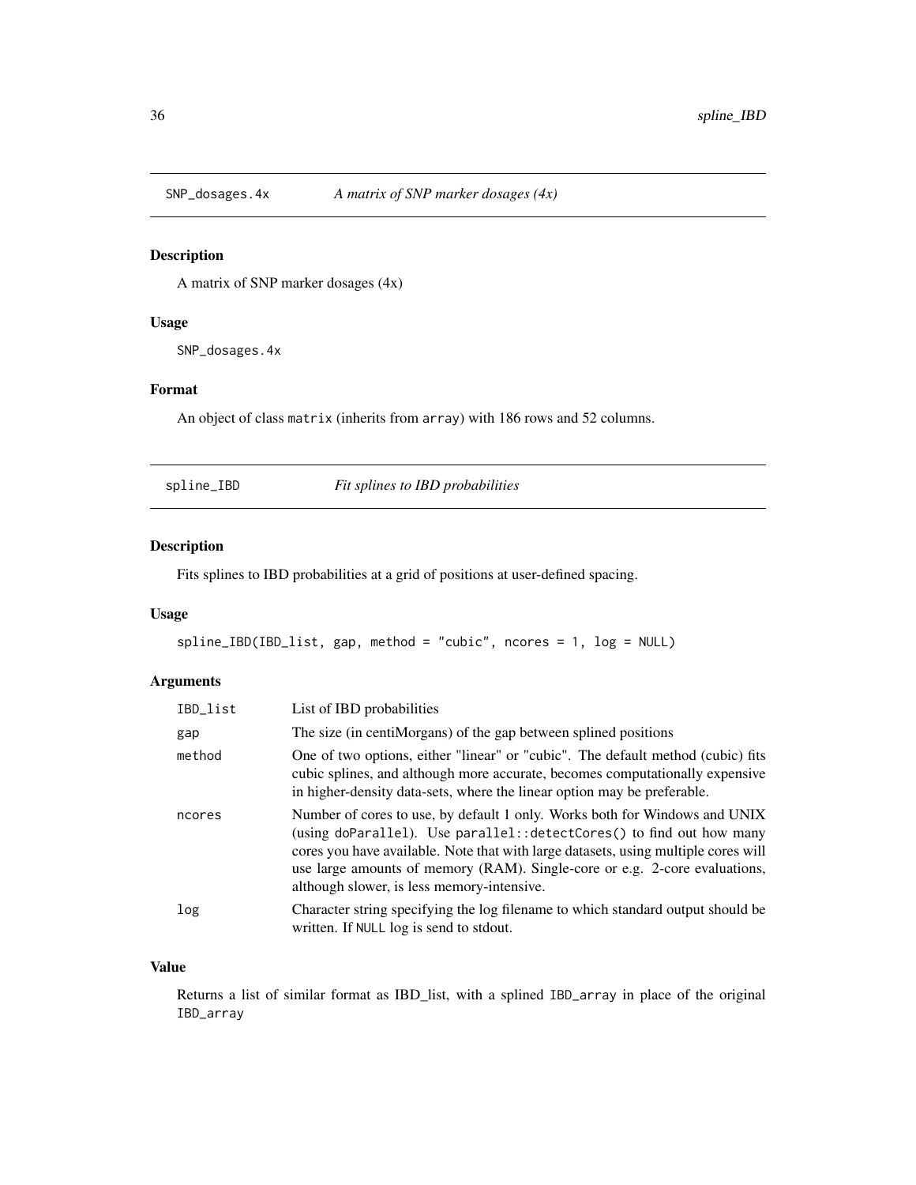## SNP_dosages.4x — *A matrix of SNP marker dosages (4x)*

### Description

A matrix of SNP marker dosages (4x)

### Usage

```
SNP_dosages.4x
```

### Format

An object of class matrix (inherits from array) with 186 rows and 52 columns.

## spline_IBD — *Fit splines to IBD probabilities*

### Description

Fits splines to IBD probabilities at a grid of positions at user-defined spacing.

### Usage

```
spline_IBD(IBD_list, gap, method = "cubic", ncores = 1, log = NULL)
```

### Arguments

| | |
|---|---|
| IBD_list | List of IBD probabilities |
| gap | The size (in centiMorgans) of the gap between splined positions |
| method | One of two options, either "linear" or "cubic". The default method (cubic) fits cubic splines, and although more accurate, becomes computationally expensive in higher-density data-sets, where the linear option may be preferable. |
| ncores | Number of cores to use, by default 1 only. Works both for Windows and UNIX (using doParallel). Use parallel::detectCores() to find out how many cores you have available. Note that with large datasets, using multiple cores will use large amounts of memory (RAM). Single-core or e.g. 2-core evaluations, although slower, is less memory-intensive. |
| log | Character string specifying the log filename to which standard output should be written. If NULL log is send to stdout. |

### Value

Returns a list of similar format as IBD_list, with a splined IBD_array in place of the original IBD_array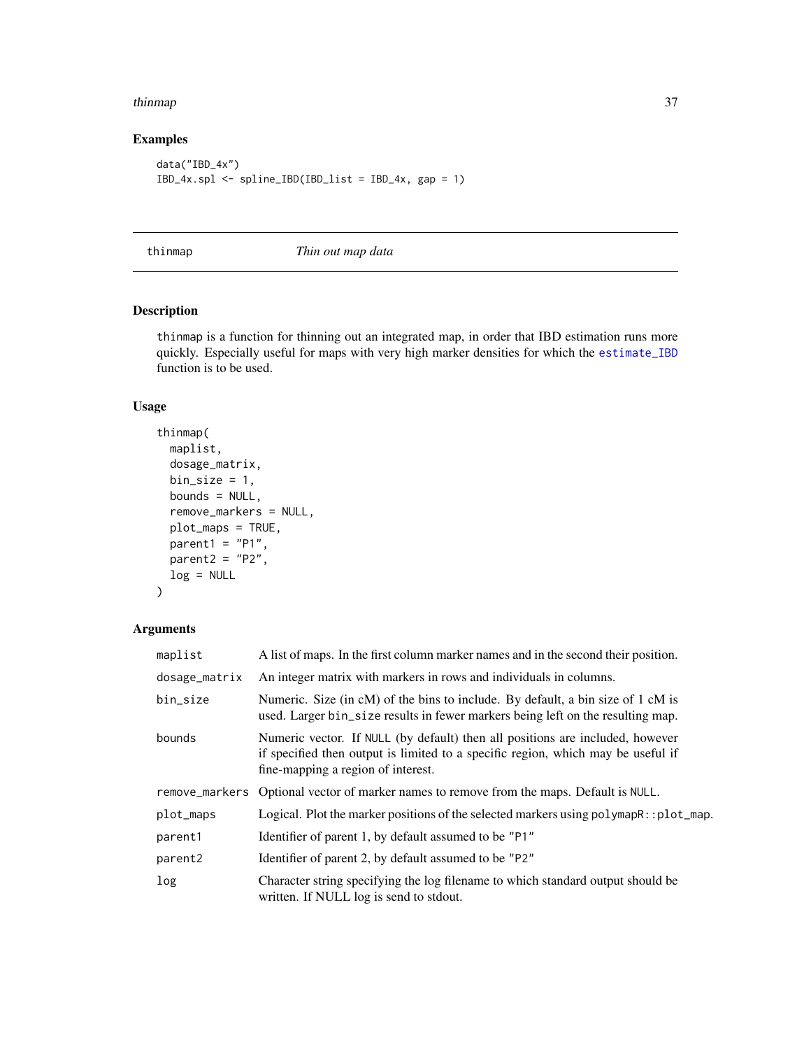## Examples

```
data("IBD_4x")
IBD_4x.spl <- spline_IBD(IBD_list = IBD_4x, gap = 1)
```

---

# thinmap *Thin out map data*

## Description

thinmap is a function for thinning out an integrated map, in order that IBD estimation runs more quickly. Especially useful for maps with very high marker densities for which the estimate_IBD function is to be used.

## Usage

```
thinmap(
  maplist,
  dosage_matrix,
  bin_size = 1,
  bounds = NULL,
  remove_markers = NULL,
  plot_maps = TRUE,
  parent1 = "P1",
  parent2 = "P2",
  log = NULL
)
```

## Arguments

| | |
|---|---|
| maplist | A list of maps. In the first column marker names and in the second their position. |
| dosage_matrix | An integer matrix with markers in rows and individuals in columns. |
| bin_size | Numeric. Size (in cM) of the bins to include. By default, a bin size of 1 cM is used. Larger bin_size results in fewer markers being left on the resulting map. |
| bounds | Numeric vector. If NULL (by default) then all positions are included, however if specified then output is limited to a specific region, which may be useful if fine-mapping a region of interest. |
| remove_markers | Optional vector of marker names to remove from the maps. Default is NULL. |
| plot_maps | Logical. Plot the marker positions of the selected markers using polymapR::plot_map. |
| parent1 | Identifier of parent 1, by default assumed to be "P1" |
| parent2 | Identifier of parent 2, by default assumed to be "P2" |
| log | Character string specifying the log filename to which standard output should be written. If NULL log is send to stdout. |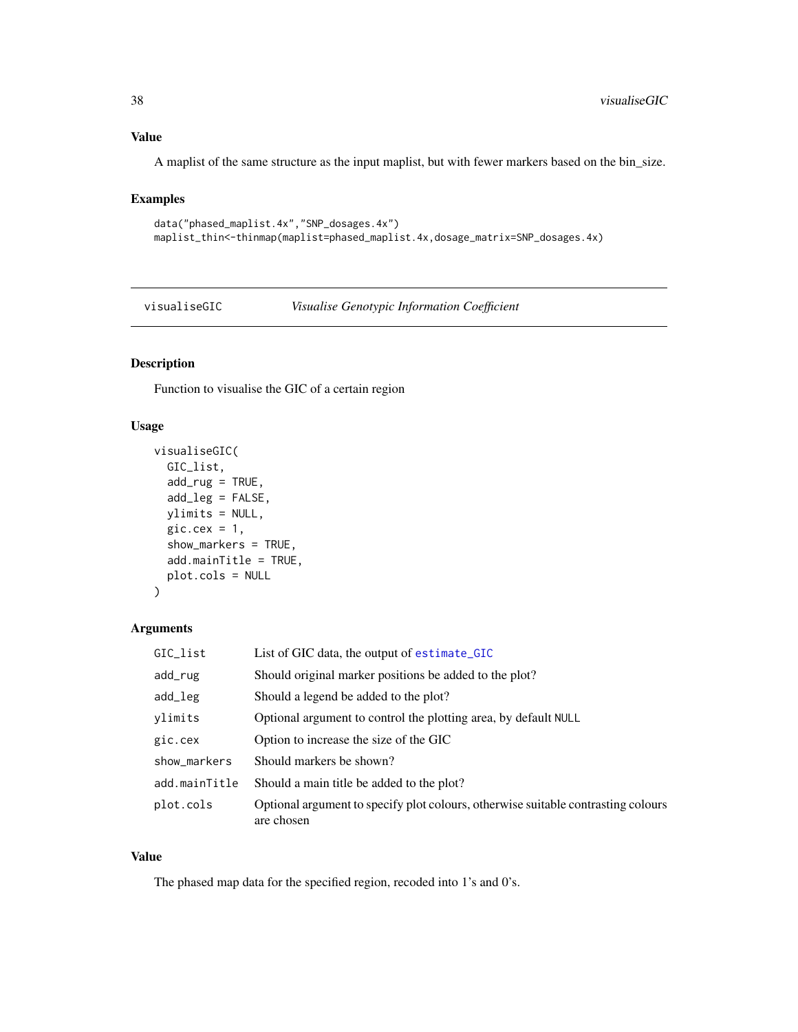## Value

A maplist of the same structure as the input maplist, but with fewer markers based on the bin_size.

## Examples

```
data("phased_maplist.4x","SNP_dosages.4x")
maplist_thin<-thinmap(maplist=phased_maplist.4x,dosage_matrix=SNP_dosages.4x)
```

---

# visualiseGIC — *Visualise Genotypic Information Coefficient*

## Description

Function to visualise the GIC of a certain region

## Usage

```
visualiseGIC(
  GIC_list,
  add_rug = TRUE,
  add_leg = FALSE,
  ylimits = NULL,
  gic.cex = 1,
  show_markers = TRUE,
  add.mainTitle = TRUE,
  plot.cols = NULL
)
```

## Arguments

| | |
|---|---|
| GIC_list | List of GIC data, the output of estimate_GIC |
| add_rug | Should original marker positions be added to the plot? |
| add_leg | Should a legend be added to the plot? |
| ylimits | Optional argument to control the plotting area, by default NULL |
| gic.cex | Option to increase the size of the GIC |
| show_markers | Should markers be shown? |
| add.mainTitle | Should a main title be added to the plot? |
| plot.cols | Optional argument to specify plot colours, otherwise suitable contrasting colours are chosen |

## Value

The phased map data for the specified region, recoded into 1's and 0's.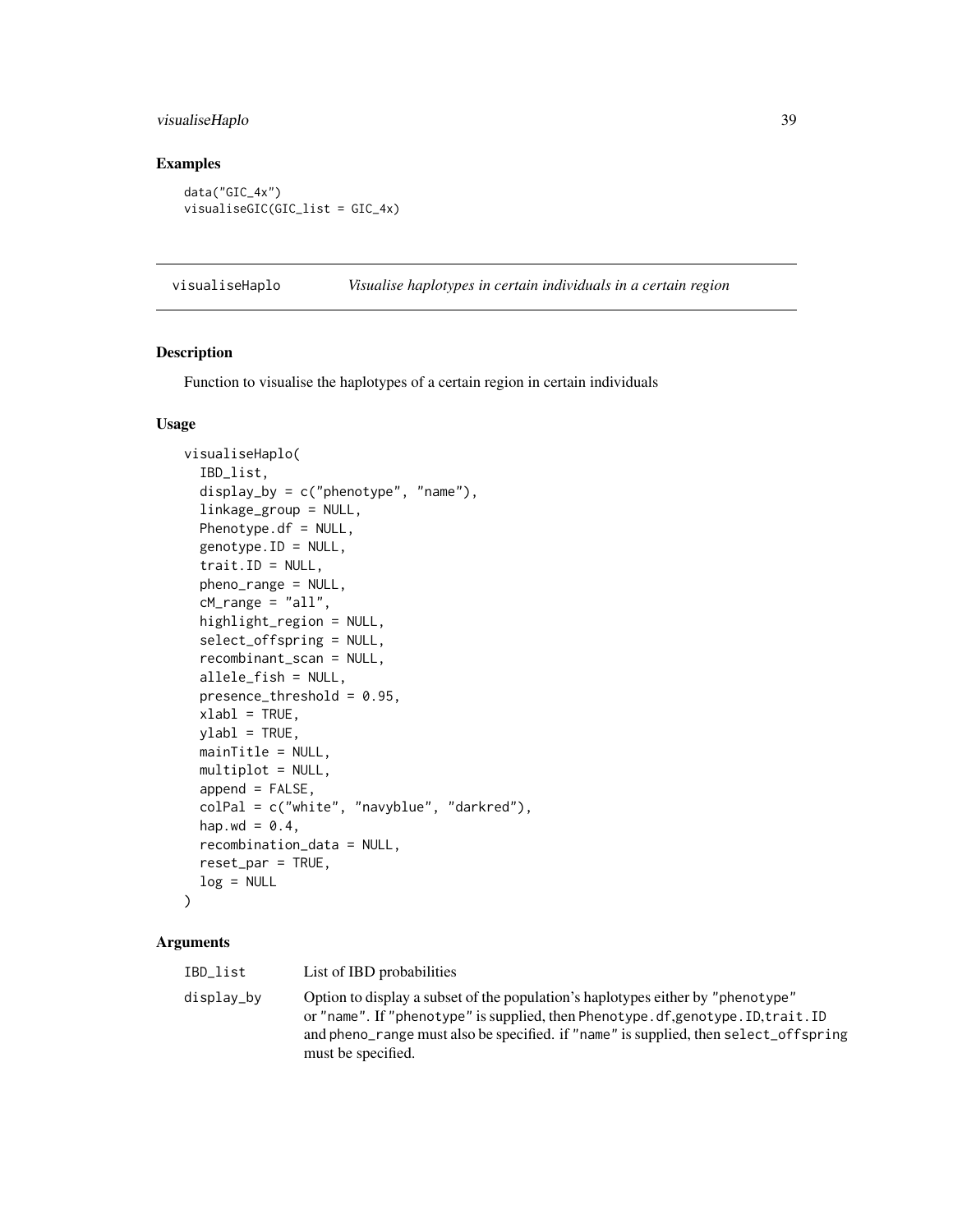## Examples

```
data("GIC_4x")
visualiseGIC(GIC_list = GIC_4x)
```

---

visualiseHaplo *Visualise haplotypes in certain individuals in a certain region*

---

## Description

Function to visualise the haplotypes of a certain region in certain individuals

## Usage

```
visualiseHaplo(
  IBD_list,
  display_by = c("phenotype", "name"),
  linkage_group = NULL,
  Phenotype.df = NULL,
  genotype.ID = NULL,
  trait.ID = NULL,
  pheno_range = NULL,
  cM_range = "all",
  highlight_region = NULL,
  select_offspring = NULL,
  recombinant_scan = NULL,
  allele_fish = NULL,
  presence_threshold = 0.95,
  xlabl = TRUE,
  ylabl = TRUE,
  mainTitle = NULL,
  multiplot = NULL,
  append = FALSE,
  colPal = c("white", "navyblue", "darkred"),
  hap.wd = 0.4,
  recombination_data = NULL,
  reset_par = TRUE,
  log = NULL
)
```

## Arguments

| | |
|---|---|
| IBD_list | List of IBD probabilities |
| display_by | Option to display a subset of the population's haplotypes either by "phenotype" or "name". If "phenotype" is supplied, then Phenotype.df,genotype.ID,trait.ID and pheno_range must also be specified. if "name" is supplied, then select_offspring must be specified. |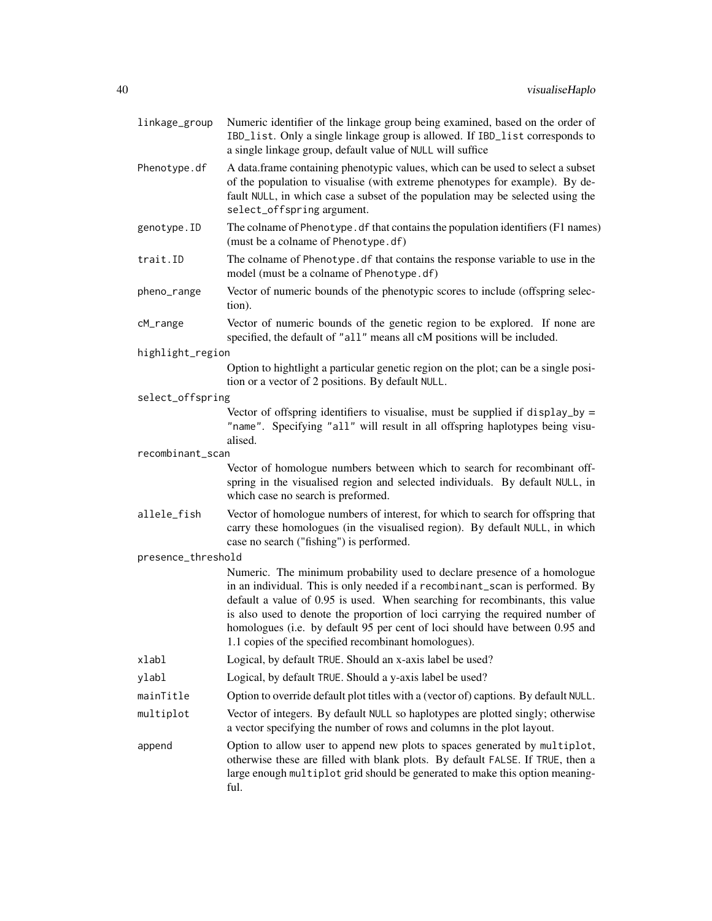| | |
|---|---|
| `linkage_group` | Numeric identifier of the linkage group being examined, based on the order of `IBD_list`. Only a single linkage group is allowed. If `IBD_list` corresponds to a single linkage group, default value of `NULL` will suffice |
| `Phenotype.df` | A data.frame containing phenotypic values, which can be used to select a subset of the population to visualise (with extreme phenotypes for example). By default `NULL`, in which case a subset of the population may be selected using the `select_offspring` argument. |
| `genotype.ID` | The colname of `Phenotype.df` that contains the population identifiers (F1 names) (must be a colname of `Phenotype.df`) |
| `trait.ID` | The colname of `Phenotype.df` that contains the response variable to use in the model (must be a colname of `Phenotype.df`) |
| `pheno_range` | Vector of numeric bounds of the phenotypic scores to include (offspring selection). |
| `cM_range` | Vector of numeric bounds of the genetic region to be explored. If none are specified, the default of `"all"` means all cM positions will be included. |
| `highlight_region` | Option to hightlight a particular genetic region on the plot; can be a single position or a vector of 2 positions. By default `NULL`. |
| `select_offspring` | Vector of offspring identifiers to visualise, must be supplied if `display_by = "name"`. Specifying `"all"` will result in all offspring haplotypes being visualised. |
| `recombinant_scan` | Vector of homologue numbers between which to search for recombinant offspring in the visualised region and selected individuals. By default `NULL`, in which case no search is preformed. |
| `allele_fish` | Vector of homologue numbers of interest, for which to search for offspring that carry these homologues (in the visualised region). By default `NULL`, in which case no search ("fishing") is performed. |
| `presence_threshold` | Numeric. The minimum probability used to declare presence of a homologue in an individual. This is only needed if a `recombinant_scan` is performed. By default a value of 0.95 is used. When searching for recombinants, this value is also used to denote the proportion of loci carrying the required number of homologues (i.e. by default 95 per cent of loci should have between 0.95 and 1.1 copies of the specified recombinant homologues). |
| `xlabl` | Logical, by default `TRUE`. Should an x-axis label be used? |
| `ylabl` | Logical, by default `TRUE`. Should a y-axis label be used? |
| `mainTitle` | Option to override default plot titles with a (vector of) captions. By default `NULL`. |
| `multiplot` | Vector of integers. By default `NULL` so haplotypes are plotted singly; otherwise a vector specifying the number of rows and columns in the plot layout. |
| `append` | Option to allow user to append new plots to spaces generated by `multiplot`, otherwise these are filled with blank plots. By default `FALSE`. If `TRUE`, then a large enough `multiplot` grid should be generated to make this option meaningful. |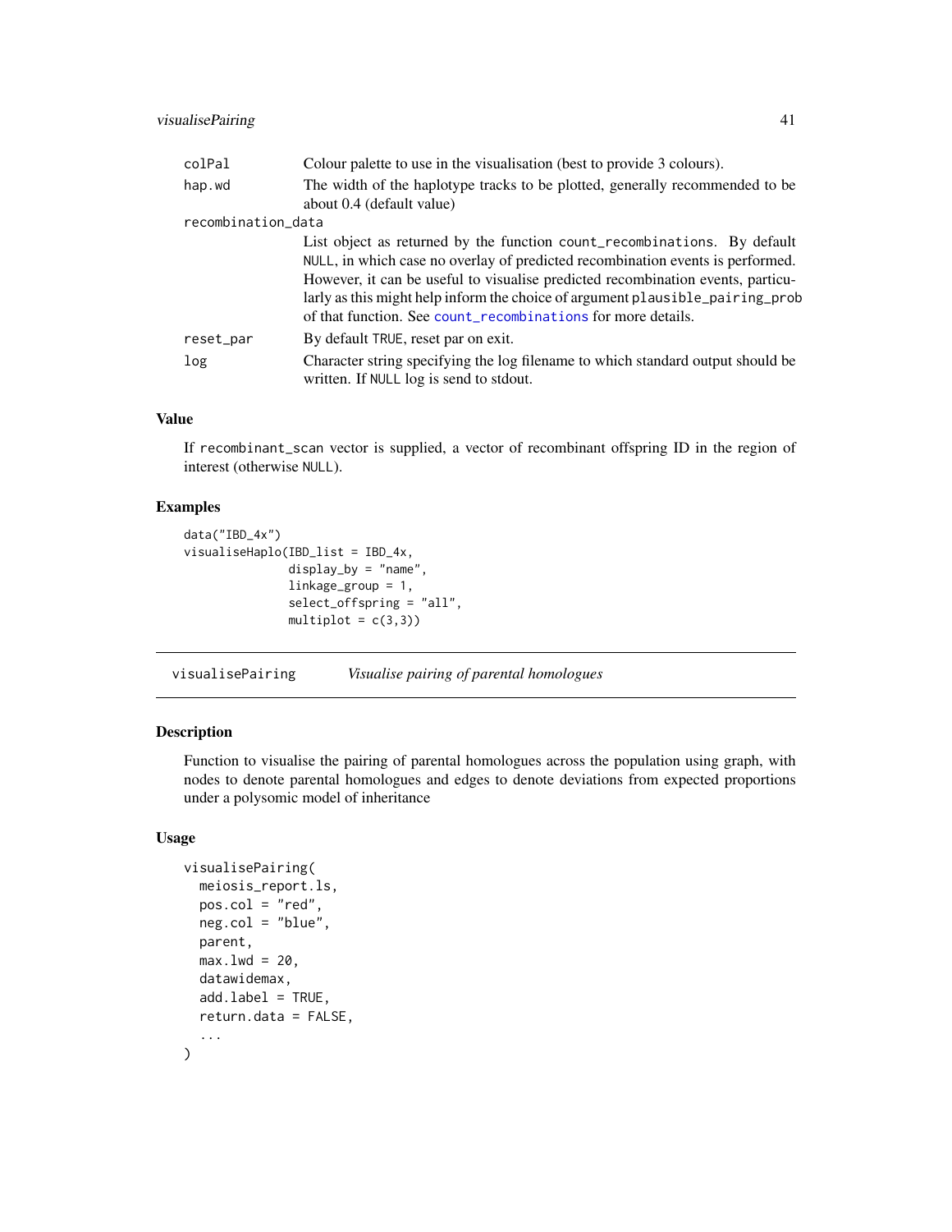| | |
|---|---|
| colPal | Colour palette to use in the visualisation (best to provide 3 colours). |
| hap.wd | The width of the haplotype tracks to be plotted, generally recommended to be about 0.4 (default value) |
| recombination_data | List object as returned by the function count_recombinations. By default NULL, in which case no overlay of predicted recombination events is performed. However, it can be useful to visualise predicted recombination events, particularly as this might help inform the choice of argument plausible_pairing_prob of that function. See count_recombinations for more details. |
| reset_par | By default TRUE, reset par on exit. |
| log | Character string specifying the log filename to which standard output should be written. If NULL log is send to stdout. |

### Value

If recombinant_scan vector is supplied, a vector of recombinant offspring ID in the region of interest (otherwise NULL).

### Examples

```
data("IBD_4x")
visualiseHaplo(IBD_list = IBD_4x,
               display_by = "name",
               linkage_group = 1,
               select_offspring = "all",
               multiplot = c(3,3))
```

## visualisePairing *Visualise pairing of parental homologues*

### Description

Function to visualise the pairing of parental homologues across the population using graph, with nodes to denote parental homologues and edges to denote deviations from expected proportions under a polysomic model of inheritance

### Usage

```
visualisePairing(
  meiosis_report.ls,
  pos.col = "red",
  neg.col = "blue",
  parent,
  max.lwd = 20,
  datawidemax,
  add.label = TRUE,
  return.data = FALSE,
  ...
)
```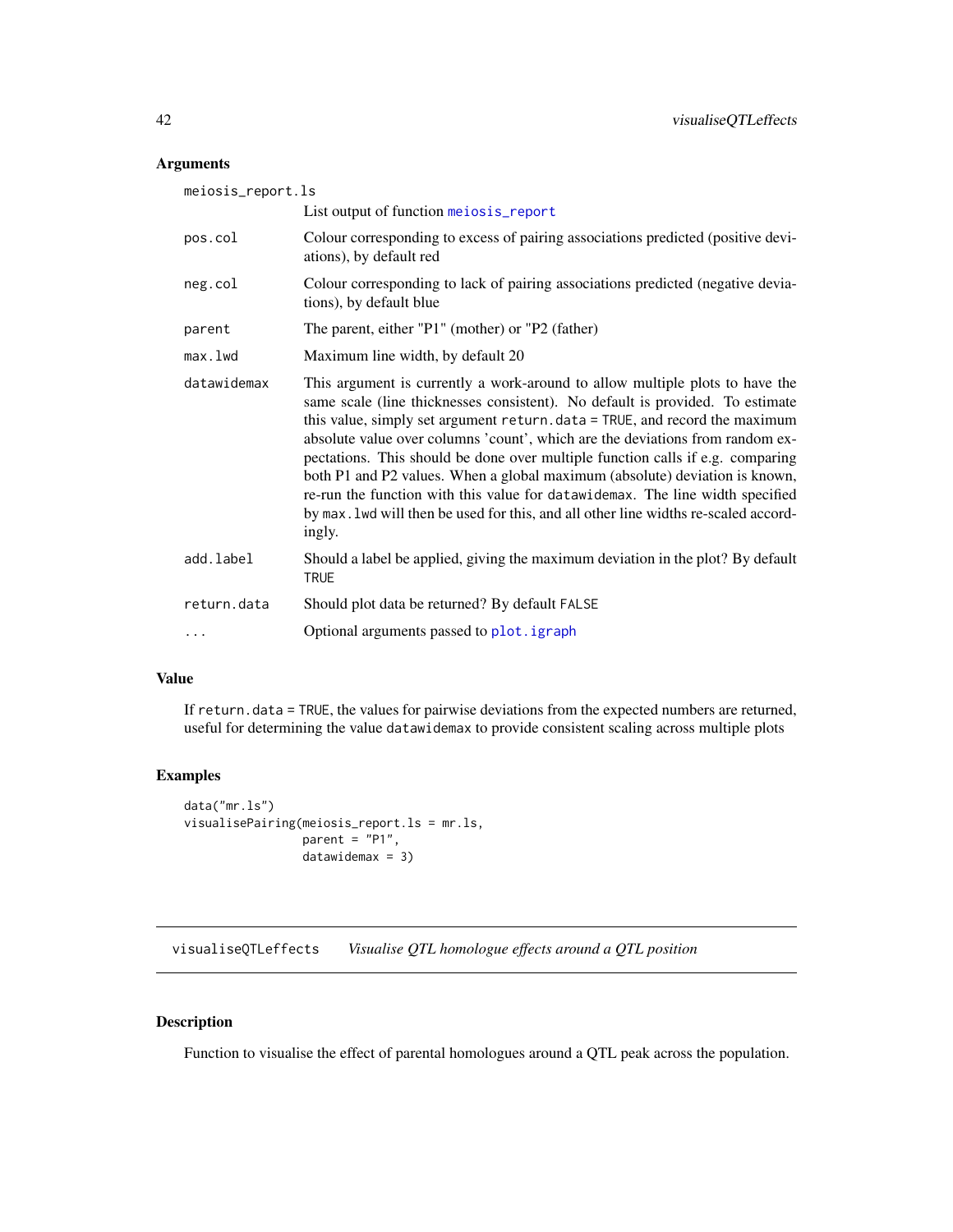### Arguments

| | |
|---|---|
| `meiosis_report.ls` | List output of function `meiosis_report` |
| `pos.col` | Colour corresponding to excess of pairing associations predicted (positive deviations), by default red |
| `neg.col` | Colour corresponding to lack of pairing associations predicted (negative deviations), by default blue |
| `parent` | The parent, either "P1" (mother) or "P2 (father) |
| `max.lwd` | Maximum line width, by default 20 |
| `datawidemax` | This argument is currently a work-around to allow multiple plots to have the same scale (line thicknesses consistent). No default is provided. To estimate this value, simply set argument `return.data = TRUE`, and record the maximum absolute value over columns 'count', which are the deviations from random expectations. This should be done over multiple function calls if e.g. comparing both P1 and P2 values. When a global maximum (absolute) deviation is known, re-run the function with this value for `datawidemax`. The line width specified by `max.lwd` will then be used for this, and all other line widths re-scaled accordingly. |
| `add.label` | Should a label be applied, giving the maximum deviation in the plot? By default `TRUE` |
| `return.data` | Should plot data be returned? By default `FALSE` |
| `...` | Optional arguments passed to `plot.igraph` |

### Value

If `return.data = TRUE`, the values for pairwise deviations from the expected numbers are returned, useful for determining the value `datawidemax` to provide consistent scaling across multiple plots

### Examples

```
data("mr.ls")
visualisePairing(meiosis_report.ls = mr.ls,
                 parent = "P1",
                 datawidemax = 3)
```

---

## visualiseQTLeffects    *Visualise QTL homologue effects around a QTL position*

### Description

Function to visualise the effect of parental homologues around a QTL peak across the population.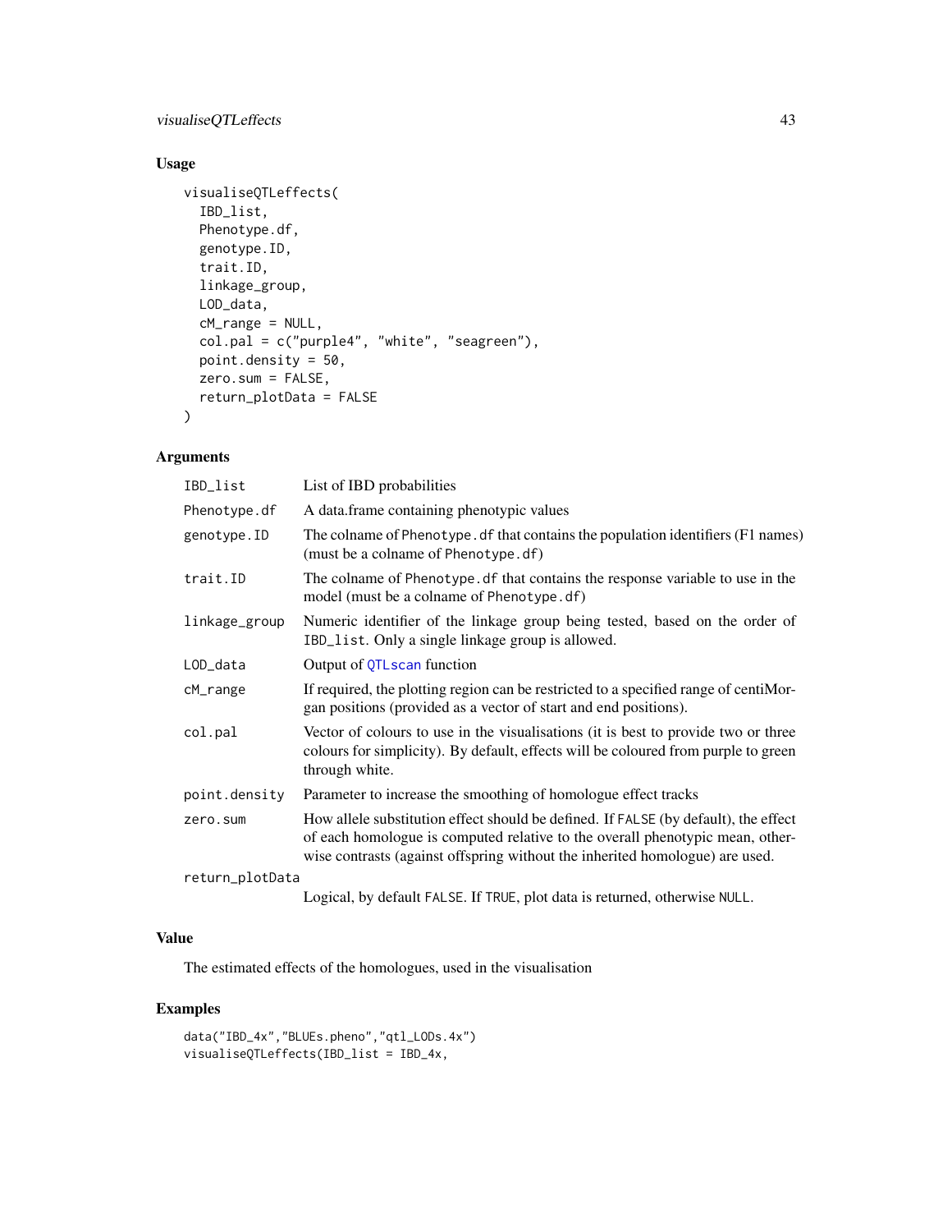## Usage

```
visualiseQTLeffects(
  IBD_list,
  Phenotype.df,
  genotype.ID,
  trait.ID,
  linkage_group,
  LOD_data,
  cM_range = NULL,
  col.pal = c("purple4", "white", "seagreen"),
  point.density = 50,
  zero.sum = FALSE,
  return_plotData = FALSE
)
```

## Arguments

| | |
|---|---|
| IBD_list | List of IBD probabilities |
| Phenotype.df | A data.frame containing phenotypic values |
| genotype.ID | The colname of Phenotype.df that contains the population identifiers (F1 names) (must be a colname of Phenotype.df) |
| trait.ID | The colname of Phenotype.df that contains the response variable to use in the model (must be a colname of Phenotype.df) |
| linkage_group | Numeric identifier of the linkage group being tested, based on the order of IBD_list. Only a single linkage group is allowed. |
| LOD_data | Output of QTLscan function |
| cM_range | If required, the plotting region can be restricted to a specified range of centiMorgan positions (provided as a vector of start and end positions). |
| col.pal | Vector of colours to use in the visualisations (it is best to provide two or three colours for simplicity). By default, effects will be coloured from purple to green through white. |
| point.density | Parameter to increase the smoothing of homologue effect tracks |
| zero.sum | How allele substitution effect should be defined. If FALSE (by default), the effect of each homologue is computed relative to the overall phenotypic mean, otherwise contrasts (against offspring without the inherited homologue) are used. |
| return_plotData | Logical, by default FALSE. If TRUE, plot data is returned, otherwise NULL. |

## Value

The estimated effects of the homologues, used in the visualisation

## Examples

```
data("IBD_4x","BLUEs.pheno","qtl_LODs.4x")
visualiseQTLeffects(IBD_list = IBD_4x,
```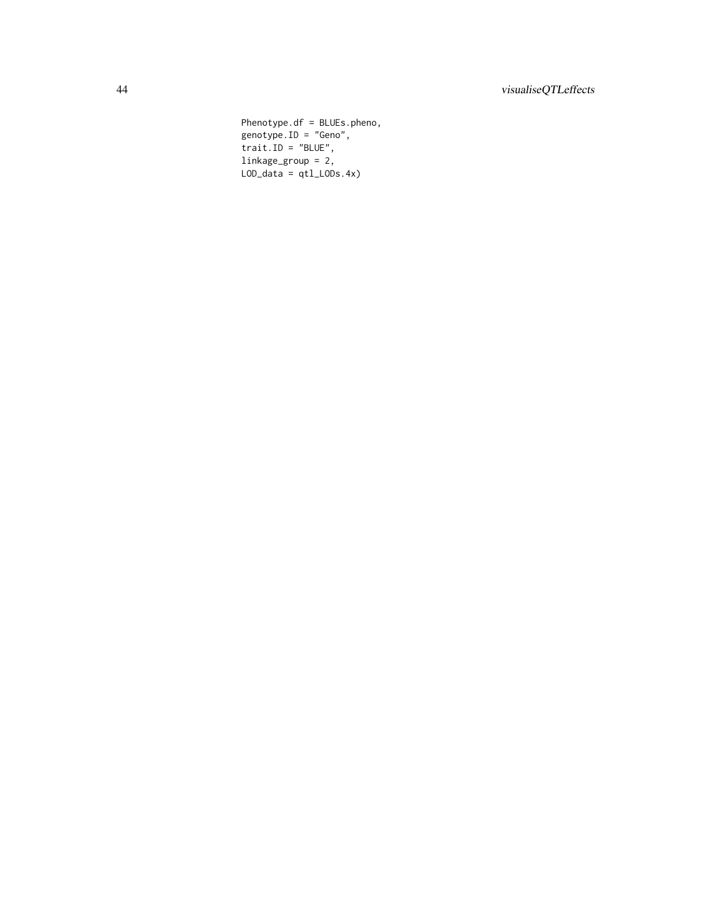```
Phenotype.df = BLUEs.pheno,
genotype.ID = "Geno",
trait.ID = "BLUE",
linkage_group = 2,
LOD_data = qtl_LODs.4x)
```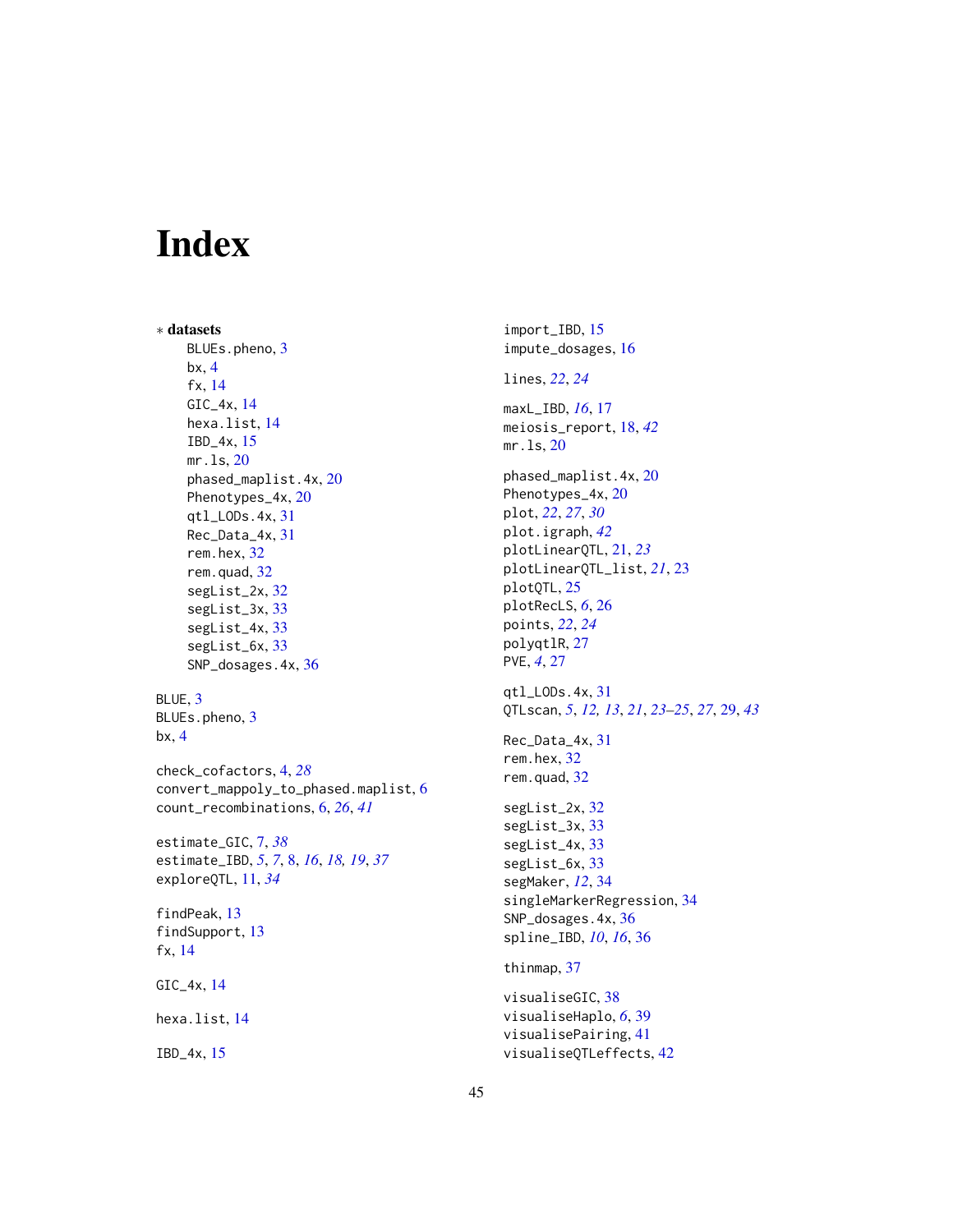# Index

∗ **datasets**
  BLUEs.pheno, 3
  bx, 4
  fx, 14
  GIC_4x, 14
  hexa.list, 14
  IBD_4x, 15
  mr.ls, 20
  phased_maplist.4x, 20
  Phenotypes_4x, 20
  qtl_LODs.4x, 31
  Rec_Data_4x, 31
  rem.hex, 32
  rem.quad, 32
  segList_2x, 32
  segList_3x, 33
  segList_4x, 33
  segList_6x, 33
  SNP_dosages.4x, 36

BLUE, 3
BLUEs.pheno, 3
bx, 4

check_cofactors, 4, *28*
convert_mappoly_to_phased.maplist, 6
count_recombinations, 6, *26*, *41*

estimate_GIC, 7, *38*
estimate_IBD, *5*, *7*, 8, *16*, *18, 19*, *37*
exploreQTL, 11, *34*

findPeak, 13
findSupport, 13
fx, 14

GIC_4x, 14

hexa.list, 14

IBD_4x, 15

import_IBD, 15
impute_dosages, 16

lines, *22*, *24*

maxL_IBD, *16*, 17
meiosis_report, 18, *42*
mr.ls, 20

phased_maplist.4x, 20
Phenotypes_4x, 20
plot, *22*, *27*, *30*
plot.igraph, *42*
plotLinearQTL, 21, *23*
plotLinearQTL_list, *21*, 23
plotQTL, 25
plotRecLS, *6*, 26
points, *22*, *24*
polyqtlR, 27
PVE, *4*, 27

qtl_LODs.4x, 31
QTLscan, *5*, *12, 13*, *21*, *23–25*, *27*, 29, *43*

Rec_Data_4x, 31
rem.hex, 32
rem.quad, 32

segList_2x, 32
segList_3x, 33
segList_4x, 33
segList_6x, 33
segMaker, *12*, 34
singleMarkerRegression, 34
SNP_dosages.4x, 36
spline_IBD, *10*, *16*, 36

thinmap, 37

visualiseGIC, 38
visualiseHaplo, *6*, 39
visualisePairing, 41
visualiseQTLeffects, 42